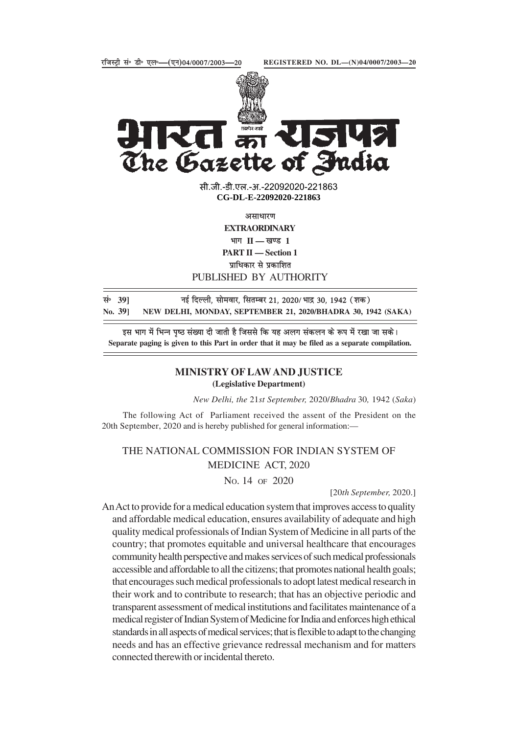रजिस्ट्री सं० डी० एल०—(एन)04/0007/2003—20 REGISTERED NO. DL—(N)04/0007/2003—20

# भारत का राजपत्र
# The Gazette of India

सी.जी.-डी.एल.-अ.-22092020-221863
**CG-DL-E-22092020-221863**

असाधारण
**EXTRAORDINARY**
भाग II — खण्ड 1
**PART II — Section 1**
प्राधिकार से प्रकाशित
PUBLISHED BY AUTHORITY

सं० 39] नई दिल्ली, सोमवार, सितम्बर 21, 2020/ भाद्र 30, 1942 (शक)
**No. 39] NEW DELHI, MONDAY, SEPTEMBER 21, 2020/BHADRA 30, 1942 (SAKA)**

इस भाग में भिन्न पृष्ठ संख्या दी जाती है जिससे कि यह अलग संकलन के रूप में रखा जा सके।
**Separate paging is given to this Part in order that it may be filed as a separate compilation.**

## MINISTRY OF LAW AND JUSTICE
**(Legislative Department)**

*New Delhi, the* 21*st September,* 2020/*Bhadra* 30*,* 1942 (*Saka*)

The following Act of Parliament received the assent of the President on the 20th September, 2020 and is hereby published for general information:—

# THE NATIONAL COMMISSION FOR INDIAN SYSTEM OF MEDICINE ACT, 2020

No. 14 of 2020

[20*th September,* 2020.]

An Act to provide for a medical education system that improves access to quality and affordable medical education, ensures availability of adequate and high quality medical professionals of Indian System of Medicine in all parts of the country; that promotes equitable and universal healthcare that encourages community health perspective and makes services of such medical professionals accessible and affordable to all the citizens; that promotes national health goals; that encourages such medical professionals to adopt latest medical research in their work and to contribute to research; that has an objective periodic and transparent assessment of medical institutions and facilitates maintenance of a medical register of Indian System of Medicine for India and enforces high ethical standards in all aspects of medical services; that is flexible to adapt to the changing needs and has an effective grievance redressal mechanism and for matters connected therewith or incidental thereto.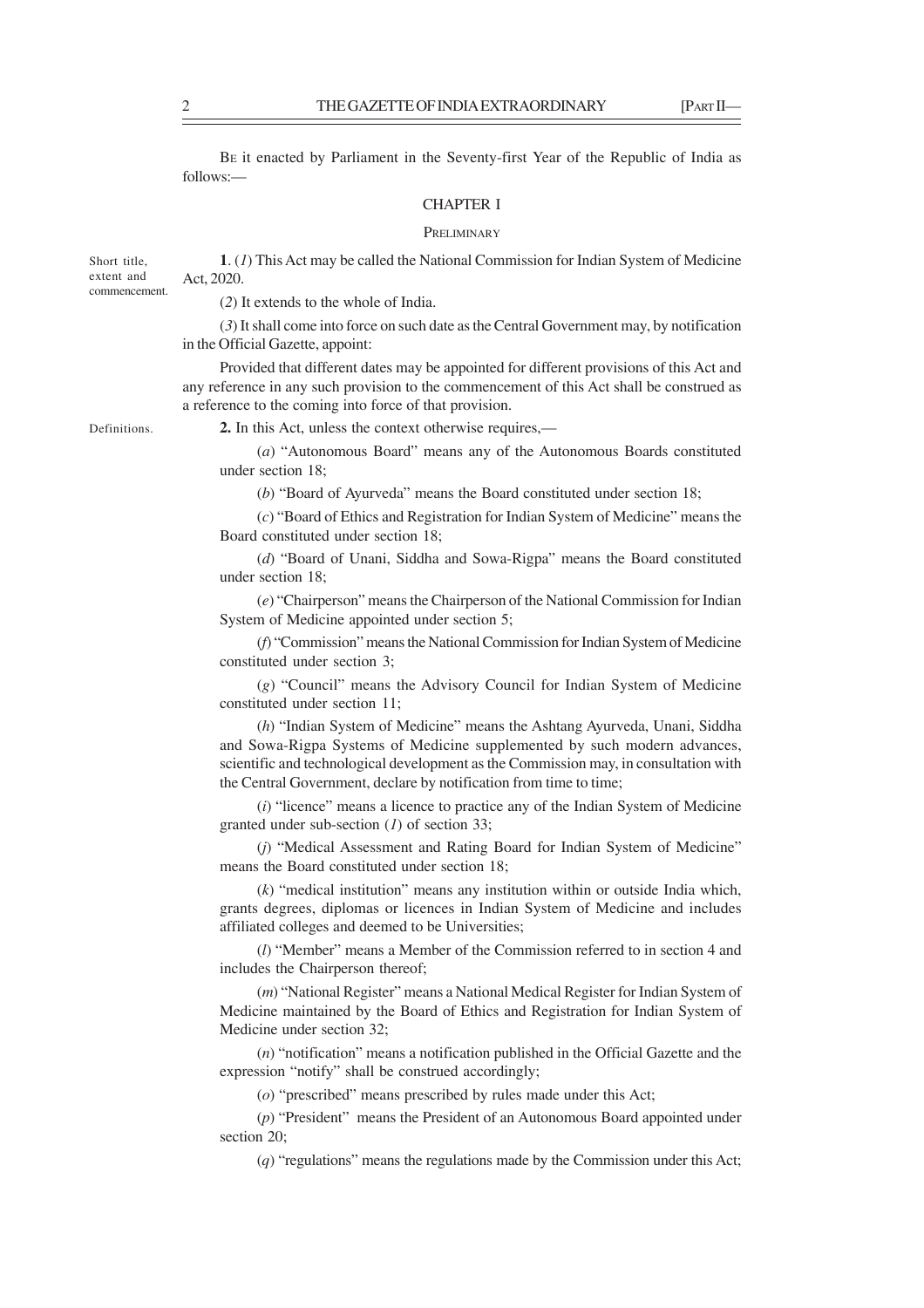Be it enacted by Parliament in the Seventy-first Year of the Republic of India as follows:—

## CHAPTER I

### Preliminary

Short title, extent and commencement.

**1**. (*1*) This Act may be called the National Commission for Indian System of Medicine Act, 2020.

(*2*) It extends to the whole of India.

(*3*) It shall come into force on such date as the Central Government may, by notification in the Official Gazette, appoint:

Provided that different dates may be appointed for different provisions of this Act and any reference in any such provision to the commencement of this Act shall be construed as a reference to the coming into force of that provision.

Definitions.

**2.** In this Act, unless the context otherwise requires,—

(*a*) "Autonomous Board" means any of the Autonomous Boards constituted under section 18;

(*b*) "Board of Ayurveda" means the Board constituted under section 18;

(*c*) "Board of Ethics and Registration for Indian System of Medicine" means the Board constituted under section 18;

(*d*) "Board of Unani, Siddha and Sowa-Rigpa" means the Board constituted under section 18;

(*e*) "Chairperson" means the Chairperson of the National Commission for Indian System of Medicine appointed under section 5;

(*f*) "Commission" means the National Commission for Indian System of Medicine constituted under section 3;

(*g*) "Council" means the Advisory Council for Indian System of Medicine constituted under section 11;

(*h*) "Indian System of Medicine" means the Ashtang Ayurveda, Unani, Siddha and Sowa-Rigpa Systems of Medicine supplemented by such modern advances, scientific and technological development as the Commission may, in consultation with the Central Government, declare by notification from time to time;

(*i*) "licence" means a licence to practice any of the Indian System of Medicine granted under sub-section (*1*) of section 33;

(*j*) "Medical Assessment and Rating Board for Indian System of Medicine" means the Board constituted under section 18;

(*k*) "medical institution" means any institution within or outside India which, grants degrees, diplomas or licences in Indian System of Medicine and includes affiliated colleges and deemed to be Universities;

(*l*) "Member" means a Member of the Commission referred to in section 4 and includes the Chairperson thereof;

(*m*) "National Register" means a National Medical Register for Indian System of Medicine maintained by the Board of Ethics and Registration for Indian System of Medicine under section 32;

(*n*) "notification" means a notification published in the Official Gazette and the expression "notify" shall be construed accordingly;

(*o*) "prescribed" means prescribed by rules made under this Act;

(*p*) "President" means the President of an Autonomous Board appointed under section 20;

(*q*) "regulations" means the regulations made by the Commission under this Act;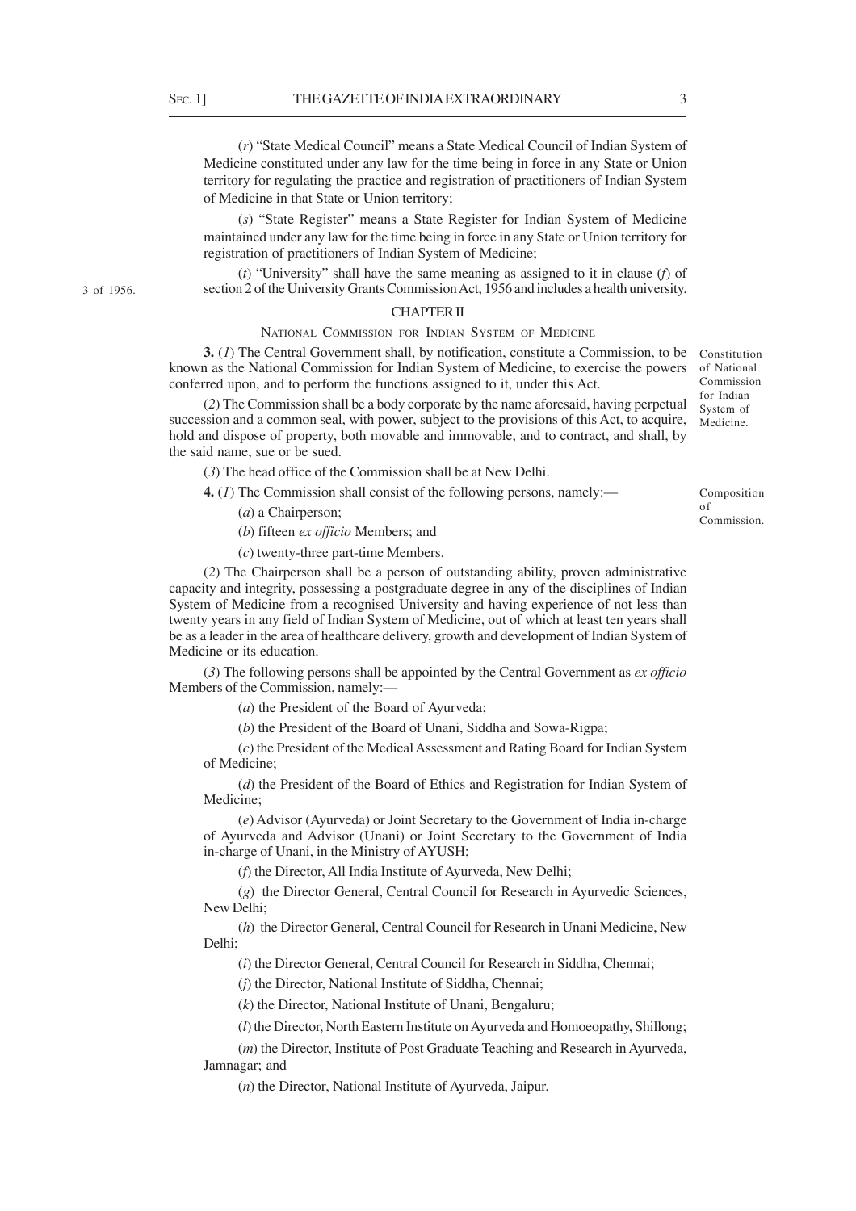(*r*) "State Medical Council" means a State Medical Council of Indian System of Medicine constituted under any law for the time being in force in any State or Union territory for regulating the practice and registration of practitioners of Indian System of Medicine in that State or Union territory;

(*s*) "State Register" means a State Register for Indian System of Medicine maintained under any law for the time being in force in any State or Union territory for registration of practitioners of Indian System of Medicine;

(*t*) "University" shall have the same meaning as assigned to it in clause (*f*) of section 2 of the University Grants Commission Act, 1956 and includes a health university.

3 of 1956.

## CHAPTER II

### NATIONAL COMMISSION FOR INDIAN SYSTEM OF MEDICINE

Constitution of National Commission for Indian System of Medicine.

**3.** (*1*) The Central Government shall, by notification, constitute a Commission, to be known as the National Commission for Indian System of Medicine, to exercise the powers conferred upon, and to perform the functions assigned to it, under this Act.

(*2*) The Commission shall be a body corporate by the name aforesaid, having perpetual succession and a common seal, with power, subject to the provisions of this Act, to acquire, hold and dispose of property, both movable and immovable, and to contract, and shall, by the said name, sue or be sued.

(*3*) The head office of the Commission shall be at New Delhi.

Composition of Commission.

**4.** (*1*) The Commission shall consist of the following persons, namely:—

(*a*) a Chairperson;

(*b*) fifteen *ex officio* Members; and

(*c*) twenty-three part-time Members.

(*2*) The Chairperson shall be a person of outstanding ability, proven administrative capacity and integrity, possessing a postgraduate degree in any of the disciplines of Indian System of Medicine from a recognised University and having experience of not less than twenty years in any field of Indian System of Medicine, out of which at least ten years shall be as a leader in the area of healthcare delivery, growth and development of Indian System of Medicine or its education.

(*3*) The following persons shall be appointed by the Central Government as *ex officio* Members of the Commission, namely:—

(*a*) the President of the Board of Ayurveda;

(*b*) the President of the Board of Unani, Siddha and Sowa-Rigpa;

(*c*) the President of the Medical Assessment and Rating Board for Indian System of Medicine;

(*d*) the President of the Board of Ethics and Registration for Indian System of Medicine;

(*e*) Advisor (Ayurveda) or Joint Secretary to the Government of India in-charge of Ayurveda and Advisor (Unani) or Joint Secretary to the Government of India in-charge of Unani, in the Ministry of AYUSH;

(*f*) the Director, All India Institute of Ayurveda, New Delhi;

(*g*) the Director General, Central Council for Research in Ayurvedic Sciences, New Delhi;

(*h*) the Director General, Central Council for Research in Unani Medicine, New Delhi;

(*i*) the Director General, Central Council for Research in Siddha, Chennai;

(*j*) the Director, National Institute of Siddha, Chennai;

(*k*) the Director, National Institute of Unani, Bengaluru;

(*l*) the Director, North Eastern Institute on Ayurveda and Homoeopathy, Shillong;

(*m*) the Director, Institute of Post Graduate Teaching and Research in Ayurveda, Jamnagar; and

(*n*) the Director, National Institute of Ayurveda, Jaipur.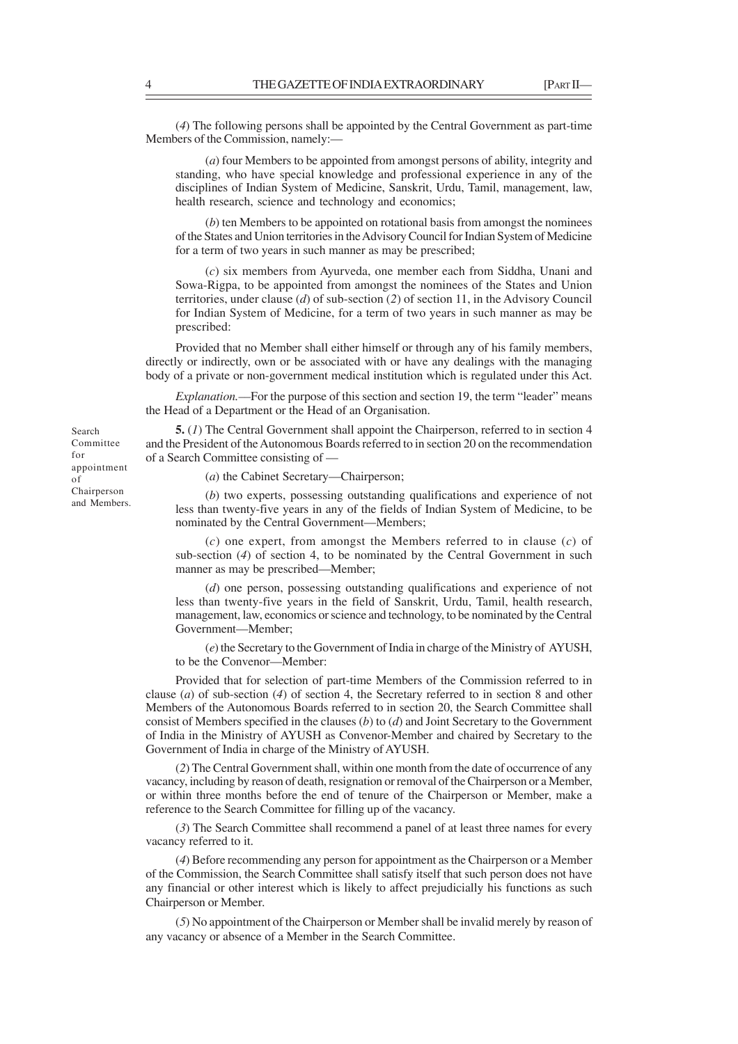(*4*) The following persons shall be appointed by the Central Government as part-time Members of the Commission, namely:—

(*a*) four Members to be appointed from amongst persons of ability, integrity and standing, who have special knowledge and professional experience in any of the disciplines of Indian System of Medicine, Sanskrit, Urdu, Tamil, management, law, health research, science and technology and economics;

(*b*) ten Members to be appointed on rotational basis from amongst the nominees of the States and Union territories in the Advisory Council for Indian System of Medicine for a term of two years in such manner as may be prescribed;

(*c*) six members from Ayurveda, one member each from Siddha, Unani and Sowa-Rigpa, to be appointed from amongst the nominees of the States and Union territories, under clause (*d*) of sub-section (*2*) of section 11, in the Advisory Council for Indian System of Medicine, for a term of two years in such manner as may be prescribed:

Provided that no Member shall either himself or through any of his family members, directly or indirectly, own or be associated with or have any dealings with the managing body of a private or non-government medical institution which is regulated under this Act.

*Explanation.*—For the purpose of this section and section 19, the term "leader" means the Head of a Department or the Head of an Organisation.

Search Committee for appointment of Chairperson and Members.

**5.** (*1*) The Central Government shall appoint the Chairperson, referred to in section 4 and the President of the Autonomous Boards referred to in section 20 on the recommendation of a Search Committee consisting of —

(*a*) the Cabinet Secretary—Chairperson;

(*b*) two experts, possessing outstanding qualifications and experience of not less than twenty-five years in any of the fields of Indian System of Medicine, to be nominated by the Central Government—Members;

(*c*) one expert, from amongst the Members referred to in clause (*c*) of sub-section (*4*) of section 4, to be nominated by the Central Government in such manner as may be prescribed—Member;

(*d*) one person, possessing outstanding qualifications and experience of not less than twenty-five years in the field of Sanskrit, Urdu, Tamil, health research, management, law, economics or science and technology, to be nominated by the Central Government—Member;

(*e*) the Secretary to the Government of India in charge of the Ministry of AYUSH, to be the Convenor—Member:

Provided that for selection of part-time Members of the Commission referred to in clause (*a*) of sub-section (*4*) of section 4, the Secretary referred to in section 8 and other Members of the Autonomous Boards referred to in section 20, the Search Committee shall consist of Members specified in the clauses (*b*) to (*d*) and Joint Secretary to the Government of India in the Ministry of AYUSH as Convenor-Member and chaired by Secretary to the Government of India in charge of the Ministry of AYUSH.

(*2*) The Central Government shall, within one month from the date of occurrence of any vacancy, including by reason of death, resignation or removal of the Chairperson or a Member, or within three months before the end of tenure of the Chairperson or Member, make a reference to the Search Committee for filling up of the vacancy.

(*3*) The Search Committee shall recommend a panel of at least three names for every vacancy referred to it.

(*4*) Before recommending any person for appointment as the Chairperson or a Member of the Commission, the Search Committee shall satisfy itself that such person does not have any financial or other interest which is likely to affect prejudicially his functions as such Chairperson or Member.

(*5*) No appointment of the Chairperson or Member shall be invalid merely by reason of any vacancy or absence of a Member in the Search Committee.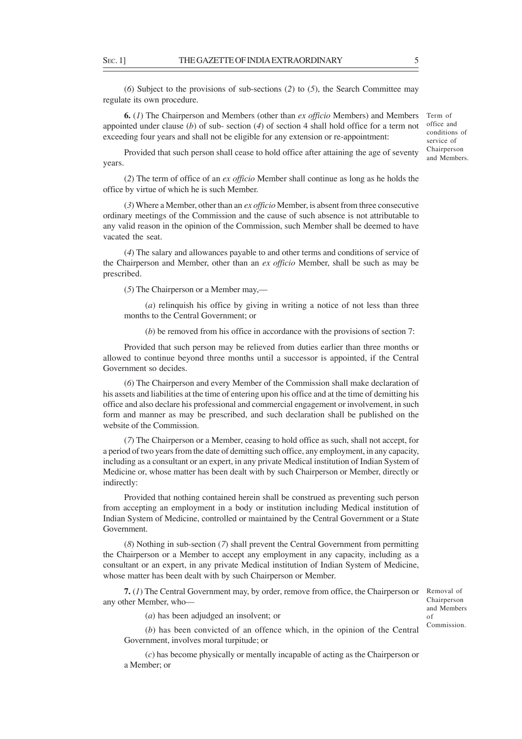(*6*) Subject to the provisions of sub-sections (*2*) to (*5*), the Search Committee may regulate its own procedure.

Term of office and conditions of service of Chairperson and Members.

**6.** (*1*) The Chairperson and Members (other than *ex officio* Members) and Members appointed under clause (*b*) of sub- section (*4*) of section 4 shall hold office for a term not exceeding four years and shall not be eligible for any extension or re-appointment:

Provided that such person shall cease to hold office after attaining the age of seventy years.

(*2*) The term of office of an *ex officio* Member shall continue as long as he holds the office by virtue of which he is such Member.

(*3*) Where a Member, other than an *ex officio* Member, is absent from three consecutive ordinary meetings of the Commission and the cause of such absence is not attributable to any valid reason in the opinion of the Commission, such Member shall be deemed to have vacated the seat.

(*4*) The salary and allowances payable to and other terms and conditions of service of the Chairperson and Member, other than an *ex officio* Member, shall be such as may be prescribed.

(*5*) The Chairperson or a Member may,—

(*a*) relinquish his office by giving in writing a notice of not less than three months to the Central Government; or

(*b*) be removed from his office in accordance with the provisions of section 7:

Provided that such person may be relieved from duties earlier than three months or allowed to continue beyond three months until a successor is appointed, if the Central Government so decides.

(*6*) The Chairperson and every Member of the Commission shall make declaration of his assets and liabilities at the time of entering upon his office and at the time of demitting his office and also declare his professional and commercial engagement or involvement, in such form and manner as may be prescribed, and such declaration shall be published on the website of the Commission.

(*7*) The Chairperson or a Member, ceasing to hold office as such, shall not accept, for a period of two years from the date of demitting such office, any employment, in any capacity, including as a consultant or an expert, in any private Medical institution of Indian System of Medicine or, whose matter has been dealt with by such Chairperson or Member, directly or indirectly:

Provided that nothing contained herein shall be construed as preventing such person from accepting an employment in a body or institution including Medical institution of Indian System of Medicine, controlled or maintained by the Central Government or a State Government.

(*8*) Nothing in sub-section (*7*) shall prevent the Central Government from permitting the Chairperson or a Member to accept any employment in any capacity, including as a consultant or an expert, in any private Medical institution of Indian System of Medicine, whose matter has been dealt with by such Chairperson or Member.

Removal of Chairperson and Members of Commission.

**7.** (*1*) The Central Government may, by order, remove from office, the Chairperson or any other Member, who—

(*a*) has been adjudged an insolvent; or

(*b*) has been convicted of an offence which, in the opinion of the Central Government, involves moral turpitude; or

(*c*) has become physically or mentally incapable of acting as the Chairperson or a Member; or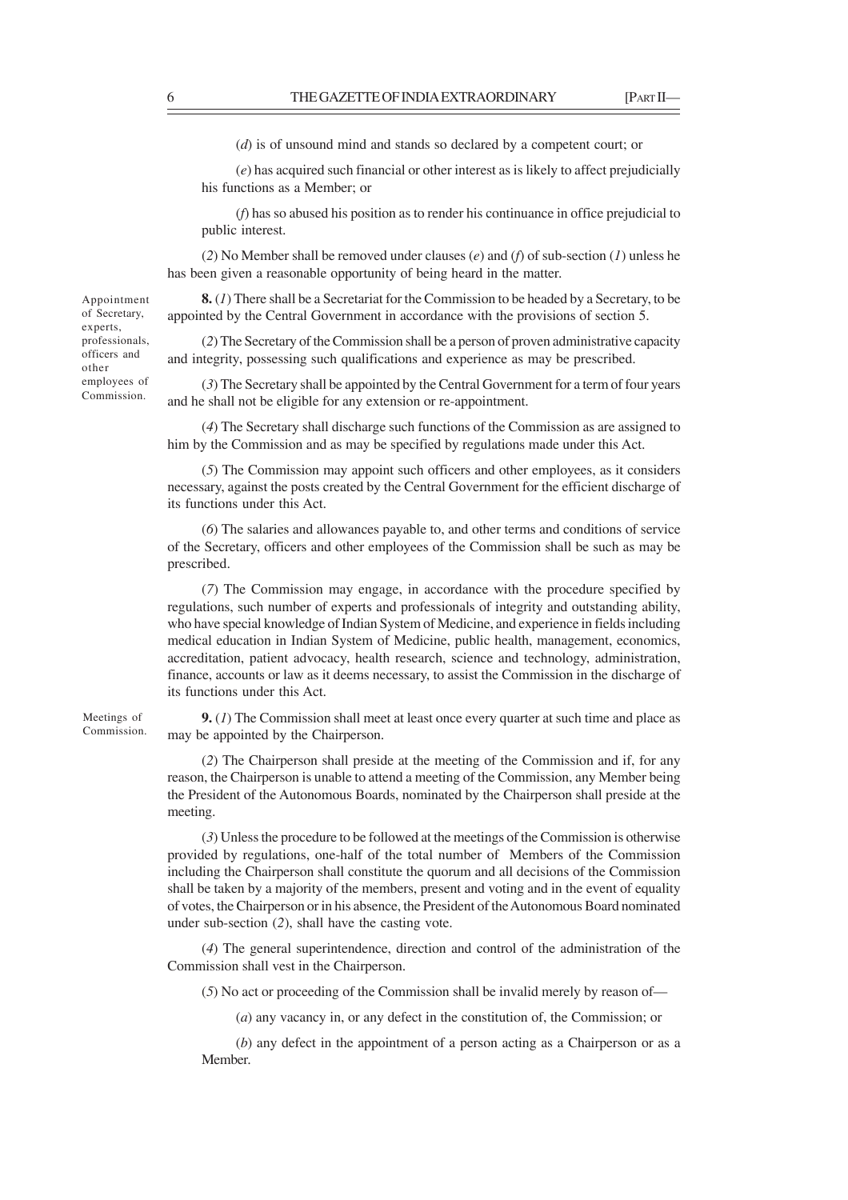(*d*) is of unsound mind and stands so declared by a competent court; or

(*e*) has acquired such financial or other interest as is likely to affect prejudicially his functions as a Member; or

(*f*) has so abused his position as to render his continuance in office prejudicial to public interest.

(*2*) No Member shall be removed under clauses (*e*) and (*f*) of sub-section (*1*) unless he has been given a reasonable opportunity of being heard in the matter.

Appointment of Secretary, experts, professionals, officers and other employees of Commission.

**8.** (*1*) There shall be a Secretariat for the Commission to be headed by a Secretary, to be appointed by the Central Government in accordance with the provisions of section 5.

(*2*) The Secretary of the Commission shall be a person of proven administrative capacity and integrity, possessing such qualifications and experience as may be prescribed.

(*3*) The Secretary shall be appointed by the Central Government for a term of four years and he shall not be eligible for any extension or re-appointment.

(*4*) The Secretary shall discharge such functions of the Commission as are assigned to him by the Commission and as may be specified by regulations made under this Act.

(*5*) The Commission may appoint such officers and other employees, as it considers necessary, against the posts created by the Central Government for the efficient discharge of its functions under this Act.

(*6*) The salaries and allowances payable to, and other terms and conditions of service of the Secretary, officers and other employees of the Commission shall be such as may be prescribed.

(*7*) The Commission may engage, in accordance with the procedure specified by regulations, such number of experts and professionals of integrity and outstanding ability, who have special knowledge of Indian System of Medicine, and experience in fields including medical education in Indian System of Medicine, public health, management, economics, accreditation, patient advocacy, health research, science and technology, administration, finance, accounts or law as it deems necessary, to assist the Commission in the discharge of its functions under this Act.

Meetings of Commission.

**9.** (*1*) The Commission shall meet at least once every quarter at such time and place as may be appointed by the Chairperson.

(*2*) The Chairperson shall preside at the meeting of the Commission and if, for any reason, the Chairperson is unable to attend a meeting of the Commission, any Member being the President of the Autonomous Boards, nominated by the Chairperson shall preside at the meeting.

(*3*) Unless the procedure to be followed at the meetings of the Commission is otherwise provided by regulations, one-half of the total number of Members of the Commission including the Chairperson shall constitute the quorum and all decisions of the Commission shall be taken by a majority of the members, present and voting and in the event of equality of votes, the Chairperson or in his absence, the President of the Autonomous Board nominated under sub-section (*2*), shall have the casting vote.

(*4*) The general superintendence, direction and control of the administration of the Commission shall vest in the Chairperson.

(*5*) No act or proceeding of the Commission shall be invalid merely by reason of—

(*a*) any vacancy in, or any defect in the constitution of, the Commission; or

(*b*) any defect in the appointment of a person acting as a Chairperson or as a Member.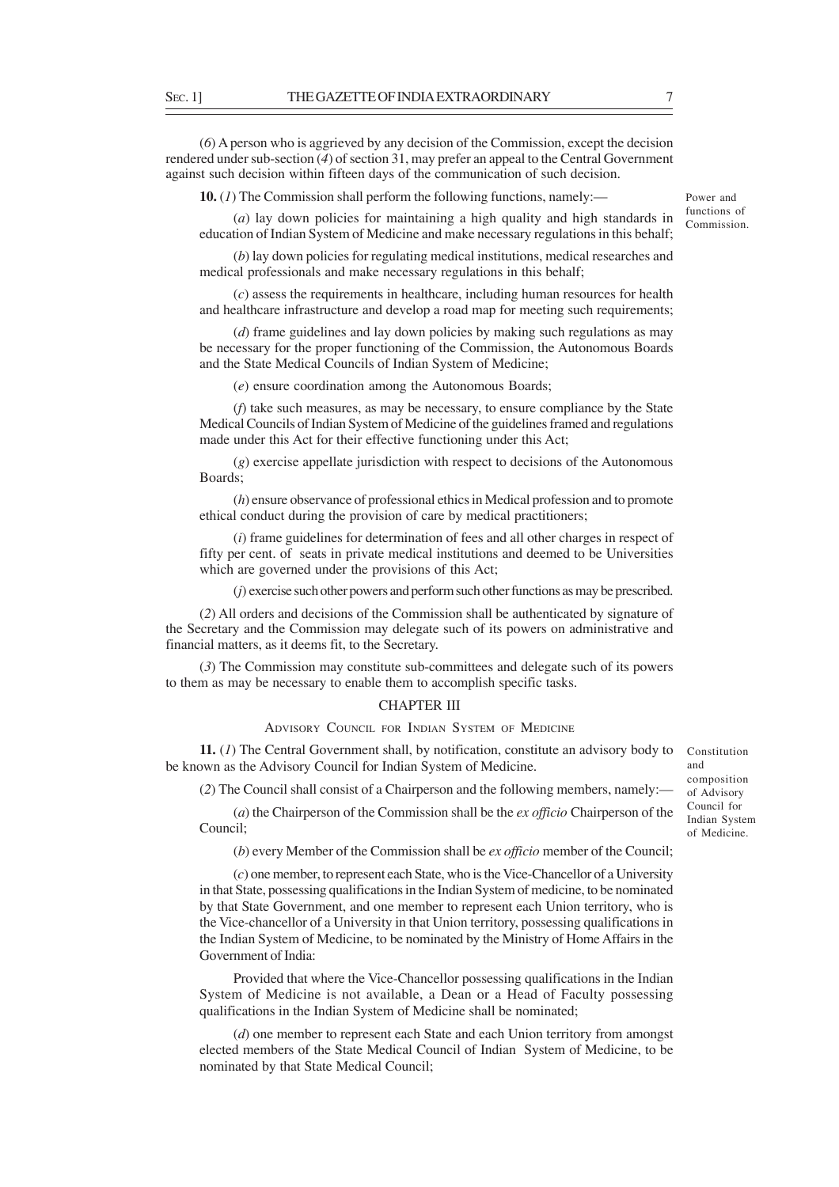(*6*) A person who is aggrieved by any decision of the Commission, except the decision rendered under sub-section (*4*) of section 31, may prefer an appeal to the Central Government against such decision within fifteen days of the communication of such decision.

Power and functions of Commission.

**10.** (*1*) The Commission shall perform the following functions, namely:—

(*a*) lay down policies for maintaining a high quality and high standards in education of Indian System of Medicine and make necessary regulations in this behalf;

(*b*) lay down policies for regulating medical institutions, medical researches and medical professionals and make necessary regulations in this behalf;

(*c*) assess the requirements in healthcare, including human resources for health and healthcare infrastructure and develop a road map for meeting such requirements;

(*d*) frame guidelines and lay down policies by making such regulations as may be necessary for the proper functioning of the Commission, the Autonomous Boards and the State Medical Councils of Indian System of Medicine;

(*e*) ensure coordination among the Autonomous Boards;

(*f*) take such measures, as may be necessary, to ensure compliance by the State Medical Councils of Indian System of Medicine of the guidelines framed and regulations made under this Act for their effective functioning under this Act;

(*g*) exercise appellate jurisdiction with respect to decisions of the Autonomous Boards;

(*h*) ensure observance of professional ethics in Medical profession and to promote ethical conduct during the provision of care by medical practitioners;

(*i*) frame guidelines for determination of fees and all other charges in respect of fifty per cent. of seats in private medical institutions and deemed to be Universities which are governed under the provisions of this Act;

(*j*) exercise such other powers and perform such other functions as may be prescribed.

(*2*) All orders and decisions of the Commission shall be authenticated by signature of the Secretary and the Commission may delegate such of its powers on administrative and financial matters, as it deems fit, to the Secretary.

(*3*) The Commission may constitute sub-committees and delegate such of its powers to them as may be necessary to enable them to accomplish specific tasks.

## CHAPTER III

### ADVISORY COUNCIL FOR INDIAN SYSTEM OF MEDICINE

Constitution and composition of Advisory Council for Indian System of Medicine.

**11.** (*1*) The Central Government shall, by notification, constitute an advisory body to be known as the Advisory Council for Indian System of Medicine.

(*2*) The Council shall consist of a Chairperson and the following members, namely:—

(*a*) the Chairperson of the Commission shall be the *ex officio* Chairperson of the Council;

(*b*) every Member of the Commission shall be *ex officio* member of the Council;

(*c*) one member, to represent each State, who is the Vice-Chancellor of a University in that State, possessing qualifications in the Indian System of medicine, to be nominated by that State Government, and one member to represent each Union territory, who is the Vice-chancellor of a University in that Union territory, possessing qualifications in the Indian System of Medicine, to be nominated by the Ministry of Home Affairs in the Government of India:

Provided that where the Vice-Chancellor possessing qualifications in the Indian System of Medicine is not available, a Dean or a Head of Faculty possessing qualifications in the Indian System of Medicine shall be nominated;

(*d*) one member to represent each State and each Union territory from amongst elected members of the State Medical Council of Indian System of Medicine, to be nominated by that State Medical Council;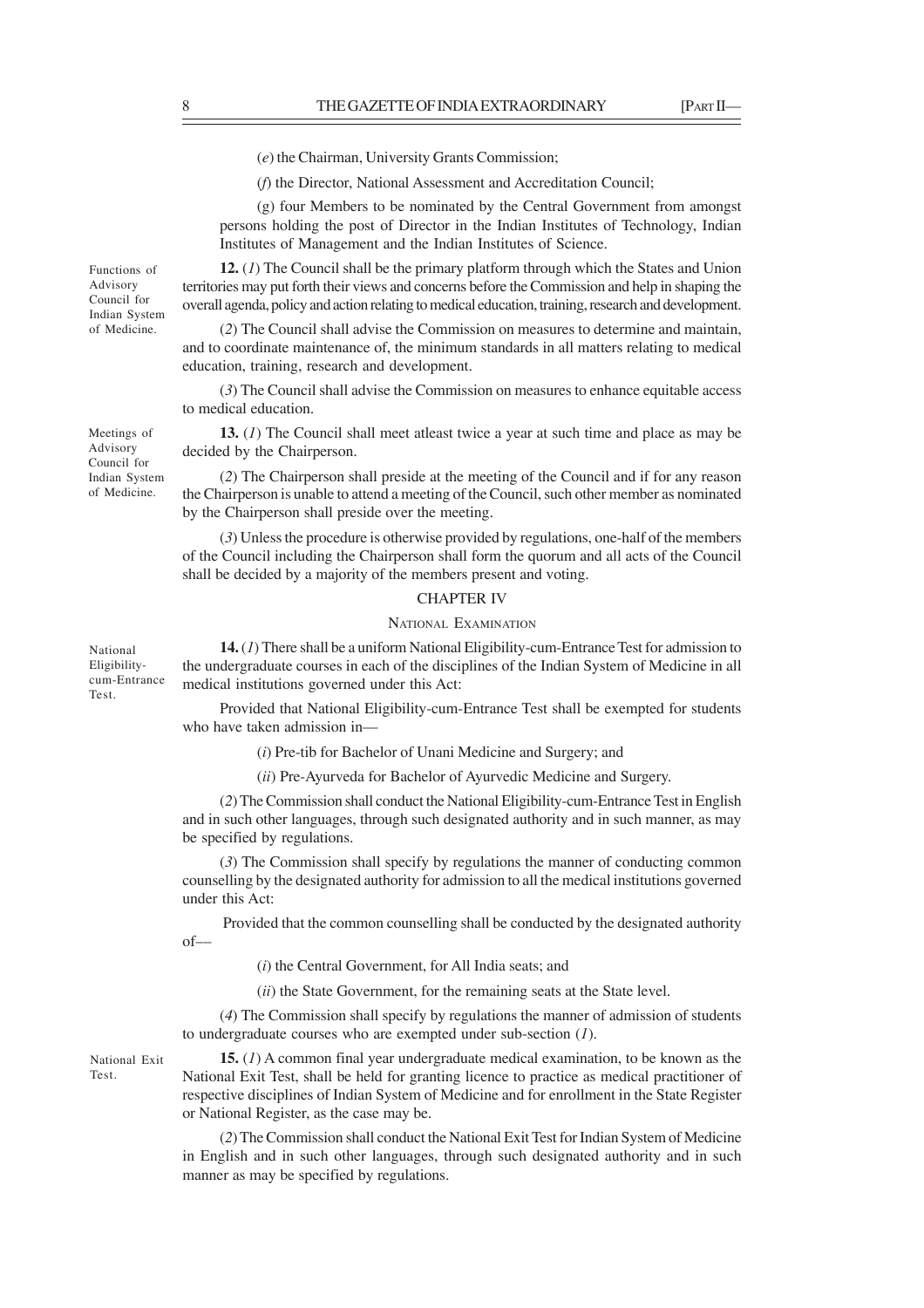(*e*) the Chairman, University Grants Commission;

(*f*) the Director, National Assessment and Accreditation Council;

(g) four Members to be nominated by the Central Government from amongst persons holding the post of Director in the Indian Institutes of Technology, Indian Institutes of Management and the Indian Institutes of Science.

Functions of Advisory Council for Indian System of Medicine.

**12.** (*1*) The Council shall be the primary platform through which the States and Union territories may put forth their views and concerns before the Commission and help in shaping the overall agenda, policy and action relating to medical education, training, research and development.

(*2*) The Council shall advise the Commission on measures to determine and maintain, and to coordinate maintenance of, the minimum standards in all matters relating to medical education, training, research and development.

(*3*) The Council shall advise the Commission on measures to enhance equitable access to medical education.

Meetings of Advisory Council for Indian System of Medicine.

**13.** (*1*) The Council shall meet atleast twice a year at such time and place as may be decided by the Chairperson.

(*2*) The Chairperson shall preside at the meeting of the Council and if for any reason the Chairperson is unable to attend a meeting of the Council, such other member as nominated by the Chairperson shall preside over the meeting.

(*3*) Unless the procedure is otherwise provided by regulations, one-half of the members of the Council including the Chairperson shall form the quorum and all acts of the Council shall be decided by a majority of the members present and voting.

## CHAPTER IV

### NATIONAL EXAMINATION

National Eligibility-cum-Entrance Test.

**14.** (*1*) There shall be a uniform National Eligibility-cum-Entrance Test for admission to the undergraduate courses in each of the disciplines of the Indian System of Medicine in all medical institutions governed under this Act:

Provided that National Eligibility-cum-Entrance Test shall be exempted for students who have taken admission in—

(*i*) Pre-tib for Bachelor of Unani Medicine and Surgery; and

(*ii*) Pre-Ayurveda for Bachelor of Ayurvedic Medicine and Surgery.

(*2*) The Commission shall conduct the National Eligibility-cum-Entrance Test in English and in such other languages, through such designated authority and in such manner, as may be specified by regulations.

(*3*) The Commission shall specify by regulations the manner of conducting common counselling by the designated authority for admission to all the medical institutions governed under this Act:

Provided that the common counselling shall be conducted by the designated authority of––

(*i*) the Central Government, for All India seats; and

(*ii*) the State Government, for the remaining seats at the State level.

(*4*) The Commission shall specify by regulations the manner of admission of students to undergraduate courses who are exempted under sub-section (*1*).

National Exit Test.

**15.** (*1*) A common final year undergraduate medical examination, to be known as the National Exit Test, shall be held for granting licence to practice as medical practitioner of respective disciplines of Indian System of Medicine and for enrollment in the State Register or National Register, as the case may be.

(*2*) The Commission shall conduct the National Exit Test for Indian System of Medicine in English and in such other languages, through such designated authority and in such manner as may be specified by regulations.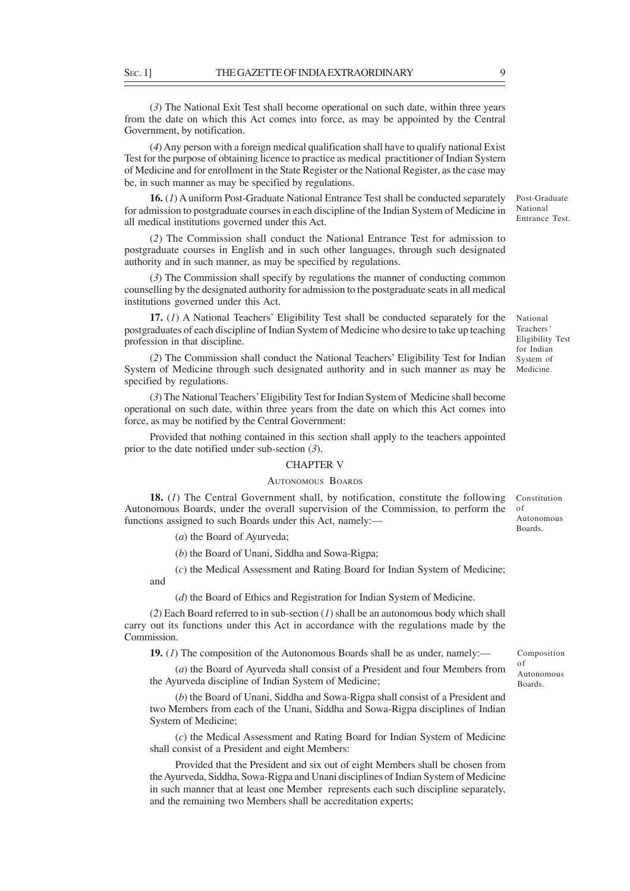(*3*) The National Exit Test shall become operational on such date, within three years from the date on which this Act comes into force, as may be appointed by the Central Government, by notification.

(*4*) Any person with a foreign medical qualification shall have to qualify national Exist Test for the purpose of obtaining licence to practice as medical practitioner of Indian System of Medicine and for enrollment in the State Register or the National Register, as the case may be, in such manner as may be specified by regulations.

Post-Graduate National Entrance Test.

**16.** (*1*) A uniform Post-Graduate National Entrance Test shall be conducted separately for admission to postgraduate courses in each discipline of the Indian System of Medicine in all medical institutions governed under this Act.

(*2*) The Commission shall conduct the National Entrance Test for admission to postgraduate courses in English and in such other languages, through such designated authority and in such manner, as may be specified by regulations.

(*3*) The Commission shall specify by regulations the manner of conducting common counselling by the designated authority for admission to the postgraduate seats in all medical institutions governed under this Act.

National Teachers' Eligibility Test for Indian System of Medicine.

**17.** (*1*) A National Teachers' Eligibility Test shall be conducted separately for the postgraduates of each discipline of Indian System of Medicine who desire to take up teaching profession in that discipline.

(*2*) The Commission shall conduct the National Teachers' Eligibility Test for Indian System of Medicine through such designated authority and in such manner as may be specified by regulations.

(*3*) The National Teachers' Eligibility Test for Indian System of Medicine shall become operational on such date, within three years from the date on which this Act comes into force, as may be notified by the Central Government:

Provided that nothing contained in this section shall apply to the teachers appointed prior to the date notified under sub-section (*3*).

## CHAPTER V

### AUTONOMOUS BOARDS

Constitution of Autonomous Boards.

**18.** (*1*) The Central Government shall, by notification, constitute the following Autonomous Boards, under the overall supervision of the Commission, to perform the functions assigned to such Boards under this Act, namely:—

(*a*) the Board of Ayurveda;

(*b*) the Board of Unani, Siddha and Sowa-Rigpa;

(*c*) the Medical Assessment and Rating Board for Indian System of Medicine; and

(*d*) the Board of Ethics and Registration for Indian System of Medicine.

(*2*) Each Board referred to in sub-section (*1*) shall be an autonomous body which shall carry out its functions under this Act in accordance with the regulations made by the Commission.

Composition of Autonomous Boards.

**19.** (*1*) The composition of the Autonomous Boards shall be as under, namely:—

(*a*) the Board of Ayurveda shall consist of a President and four Members from the Ayurveda discipline of Indian System of Medicine;

(*b*) the Board of Unani, Siddha and Sowa-Rigpa shall consist of a President and two Members from each of the Unani, Siddha and Sowa-Rigpa disciplines of Indian System of Medicine;

(*c*) the Medical Assessment and Rating Board for Indian System of Medicine shall consist of a President and eight Members:

Provided that the President and six out of eight Members shall be chosen from the Ayurveda, Siddha, Sowa-Rigpa and Unani disciplines of Indian System of Medicine in such manner that at least one Member represents each such discipline separately, and the remaining two Members shall be accreditation experts;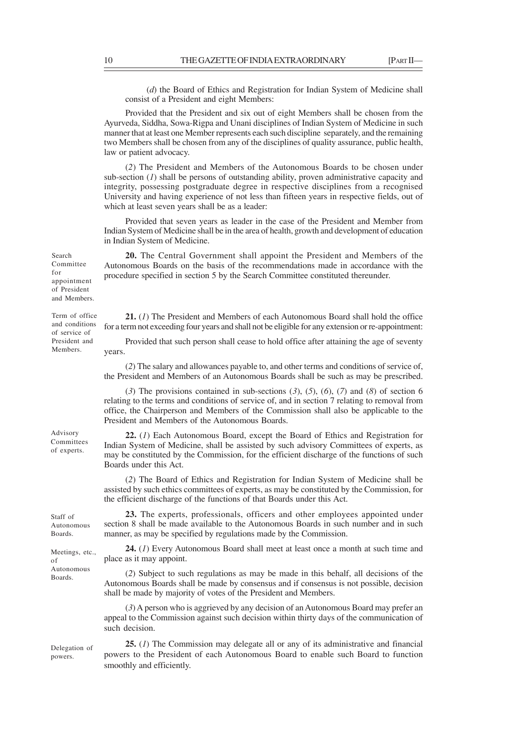(*d*) the Board of Ethics and Registration for Indian System of Medicine shall consist of a President and eight Members:

Provided that the President and six out of eight Members shall be chosen from the Ayurveda, Siddha, Sowa-Rigpa and Unani disciplines of Indian System of Medicine in such manner that at least one Member represents each such discipline separately, and the remaining two Members shall be chosen from any of the disciplines of quality assurance, public health, law or patient advocacy.

(*2*) The President and Members of the Autonomous Boards to be chosen under sub-section (*1*) shall be persons of outstanding ability, proven administrative capacity and integrity, possessing postgraduate degree in respective disciplines from a recognised University and having experience of not less than fifteen years in respective fields, out of which at least seven years shall be as a leader:

Provided that seven years as leader in the case of the President and Member from Indian System of Medicine shall be in the area of health, growth and development of education in Indian System of Medicine.

Search Committee for appointment of President and Members.

**20.** The Central Government shall appoint the President and Members of the Autonomous Boards on the basis of the recommendations made in accordance with the procedure specified in section 5 by the Search Committee constituted thereunder.

Term of office and conditions of service of President and Members.

**21.** (*1*) The President and Members of each Autonomous Board shall hold the office for a term not exceeding four years and shall not be eligible for any extension or re-appointment:

Provided that such person shall cease to hold office after attaining the age of seventy years.

(*2*) The salary and allowances payable to, and other terms and conditions of service of, the President and Members of an Autonomous Boards shall be such as may be prescribed.

(*3*) The provisions contained in sub-sections (*3*), (*5*), (*6*), (*7*) and (*8*) of section 6 relating to the terms and conditions of service of, and in section 7 relating to removal from office, the Chairperson and Members of the Commission shall also be applicable to the President and Members of the Autonomous Boards.

Advisory Committees of experts.

**22.** (*1*) Each Autonomous Board, except the Board of Ethics and Registration for Indian System of Medicine, shall be assisted by such advisory Committees of experts, as may be constituted by the Commission, for the efficient discharge of the functions of such Boards under this Act.

(*2*) The Board of Ethics and Registration for Indian System of Medicine shall be assisted by such ethics committees of experts, as may be constituted by the Commission, for the efficient discharge of the functions of that Boards under this Act.

Staff of Autonomous Boards.

**23.** The experts, professionals, officers and other employees appointed under section 8 shall be made available to the Autonomous Boards in such number and in such manner, as may be specified by regulations made by the Commission.

Meetings, etc., of Autonomous Boards.

**24.** (*1*) Every Autonomous Board shall meet at least once a month at such time and place as it may appoint.

(*2*) Subject to such regulations as may be made in this behalf, all decisions of the Autonomous Boards shall be made by consensus and if consensus is not possible, decision shall be made by majority of votes of the President and Members.

(*3*) A person who is aggrieved by any decision of an Autonomous Board may prefer an appeal to the Commission against such decision within thirty days of the communication of such decision.

Delegation of powers.

**25.** (*1*) The Commission may delegate all or any of its administrative and financial powers to the President of each Autonomous Board to enable such Board to function smoothly and efficiently.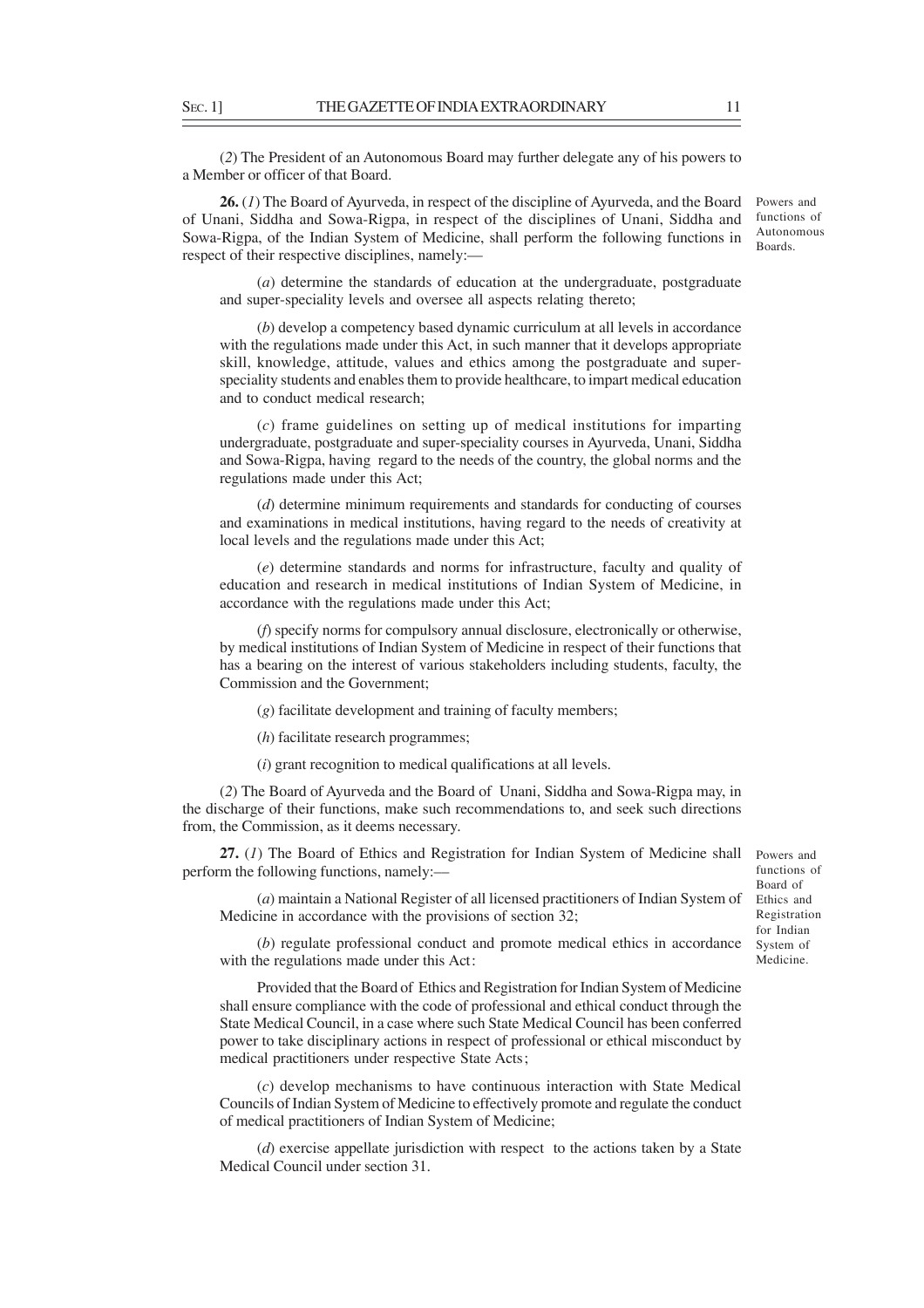(*2*) The President of an Autonomous Board may further delegate any of his powers to a Member or officer of that Board.

Powers and functions of Autonomous Boards.

**26.** (*1*) The Board of Ayurveda, in respect of the discipline of Ayurveda, and the Board of Unani, Siddha and Sowa-Rigpa, in respect of the disciplines of Unani, Siddha and Sowa-Rigpa, of the Indian System of Medicine, shall perform the following functions in respect of their respective disciplines, namely:—

(*a*) determine the standards of education at the undergraduate, postgraduate and super-speciality levels and oversee all aspects relating thereto;

(*b*) develop a competency based dynamic curriculum at all levels in accordance with the regulations made under this Act, in such manner that it develops appropriate skill, knowledge, attitude, values and ethics among the postgraduate and super-speciality students and enables them to provide healthcare, to impart medical education and to conduct medical research;

(*c*) frame guidelines on setting up of medical institutions for imparting undergraduate, postgraduate and super-speciality courses in Ayurveda, Unani, Siddha and Sowa-Rigpa, having regard to the needs of the country, the global norms and the regulations made under this Act;

(*d*) determine minimum requirements and standards for conducting of courses and examinations in medical institutions, having regard to the needs of creativity at local levels and the regulations made under this Act;

(*e*) determine standards and norms for infrastructure, faculty and quality of education and research in medical institutions of Indian System of Medicine, in accordance with the regulations made under this Act;

(*f*) specify norms for compulsory annual disclosure, electronically or otherwise, by medical institutions of Indian System of Medicine in respect of their functions that has a bearing on the interest of various stakeholders including students, faculty, the Commission and the Government;

(*g*) facilitate development and training of faculty members;

(*h*) facilitate research programmes;

(*i*) grant recognition to medical qualifications at all levels.

(*2*) The Board of Ayurveda and the Board of Unani, Siddha and Sowa-Rigpa may, in the discharge of their functions, make such recommendations to, and seek such directions from, the Commission, as it deems necessary.

Powers and functions of Board of Ethics and Registration for Indian System of Medicine.

**27.** (*1*) The Board of Ethics and Registration for Indian System of Medicine shall perform the following functions, namely:—

(*a*) maintain a National Register of all licensed practitioners of Indian System of Medicine in accordance with the provisions of section 32;

(*b*) regulate professional conduct and promote medical ethics in accordance with the regulations made under this Act:

Provided that the Board of Ethics and Registration for Indian System of Medicine shall ensure compliance with the code of professional and ethical conduct through the State Medical Council, in a case where such State Medical Council has been conferred power to take disciplinary actions in respect of professional or ethical misconduct by medical practitioners under respective State Acts;

(*c*) develop mechanisms to have continuous interaction with State Medical Councils of Indian System of Medicine to effectively promote and regulate the conduct of medical practitioners of Indian System of Medicine;

(*d*) exercise appellate jurisdiction with respect to the actions taken by a State Medical Council under section 31.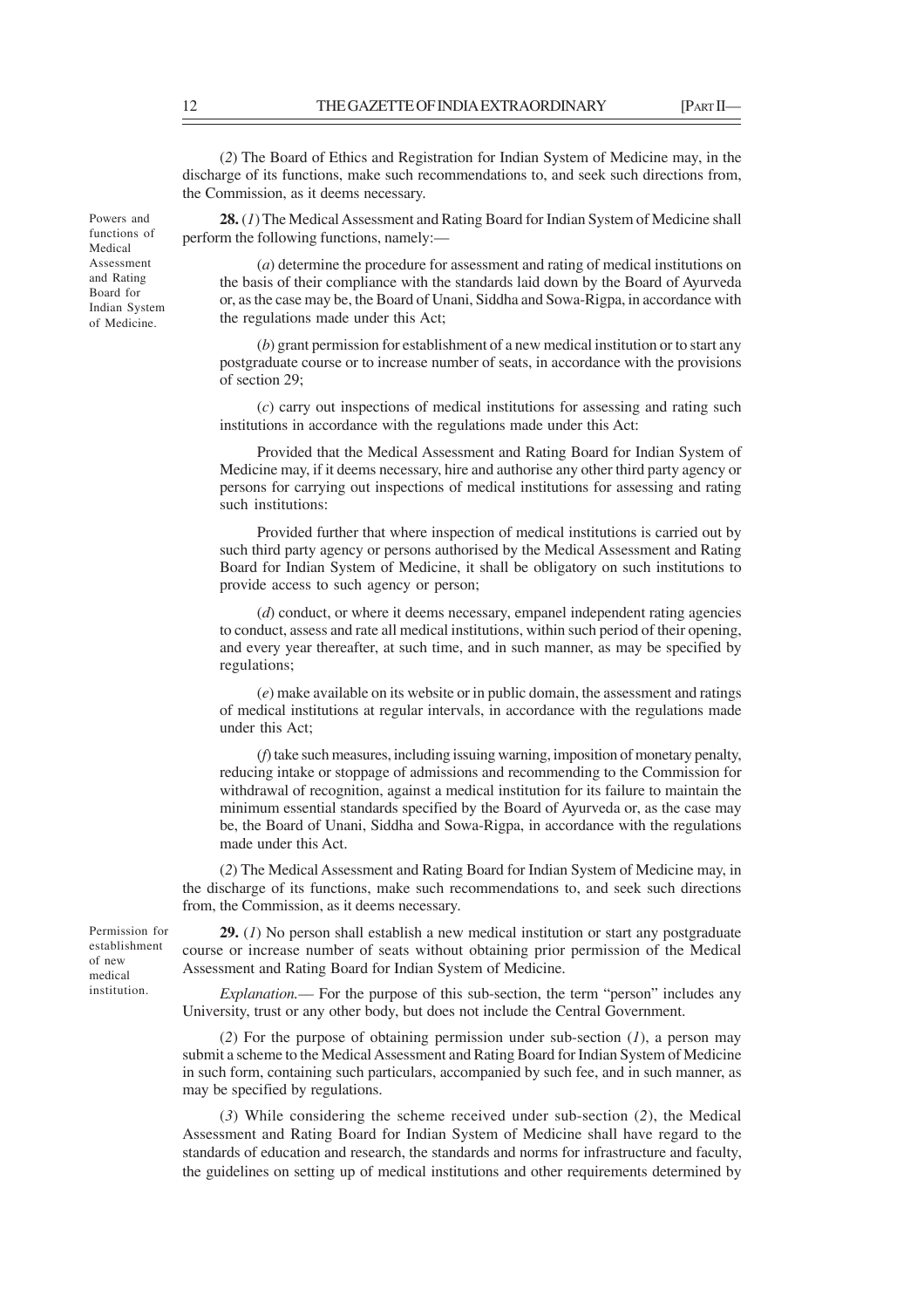(*2*) The Board of Ethics and Registration for Indian System of Medicine may, in the discharge of its functions, make such recommendations to, and seek such directions from, the Commission, as it deems necessary.

Powers and functions of Medical Assessment and Rating Board for Indian System of Medicine.

**28.** (*1*) The Medical Assessment and Rating Board for Indian System of Medicine shall perform the following functions, namely:—

(*a*) determine the procedure for assessment and rating of medical institutions on the basis of their compliance with the standards laid down by the Board of Ayurveda or, as the case may be, the Board of Unani, Siddha and Sowa-Rigpa, in accordance with the regulations made under this Act;

(*b*) grant permission for establishment of a new medical institution or to start any postgraduate course or to increase number of seats, in accordance with the provisions of section 29;

(*c*) carry out inspections of medical institutions for assessing and rating such institutions in accordance with the regulations made under this Act:

Provided that the Medical Assessment and Rating Board for Indian System of Medicine may, if it deems necessary, hire and authorise any other third party agency or persons for carrying out inspections of medical institutions for assessing and rating such institutions:

Provided further that where inspection of medical institutions is carried out by such third party agency or persons authorised by the Medical Assessment and Rating Board for Indian System of Medicine, it shall be obligatory on such institutions to provide access to such agency or person;

(*d*) conduct, or where it deems necessary, empanel independent rating agencies to conduct, assess and rate all medical institutions, within such period of their opening, and every year thereafter, at such time, and in such manner, as may be specified by regulations;

(*e*) make available on its website or in public domain, the assessment and ratings of medical institutions at regular intervals, in accordance with the regulations made under this Act;

(*f*) take such measures, including issuing warning, imposition of monetary penalty, reducing intake or stoppage of admissions and recommending to the Commission for withdrawal of recognition, against a medical institution for its failure to maintain the minimum essential standards specified by the Board of Ayurveda or, as the case may be, the Board of Unani, Siddha and Sowa-Rigpa, in accordance with the regulations made under this Act.

(*2*) The Medical Assessment and Rating Board for Indian System of Medicine may, in the discharge of its functions, make such recommendations to, and seek such directions from, the Commission, as it deems necessary.

Permission for establishment of new medical institution.

**29.** (*1*) No person shall establish a new medical institution or start any postgraduate course or increase number of seats without obtaining prior permission of the Medical Assessment and Rating Board for Indian System of Medicine.

*Explanation.*— For the purpose of this sub-section, the term "person" includes any University, trust or any other body, but does not include the Central Government.

(*2*) For the purpose of obtaining permission under sub-section (*1*), a person may submit a scheme to the Medical Assessment and Rating Board for Indian System of Medicine in such form, containing such particulars, accompanied by such fee, and in such manner, as may be specified by regulations.

(*3*) While considering the scheme received under sub-section (*2*), the Medical Assessment and Rating Board for Indian System of Medicine shall have regard to the standards of education and research, the standards and norms for infrastructure and faculty, the guidelines on setting up of medical institutions and other requirements determined by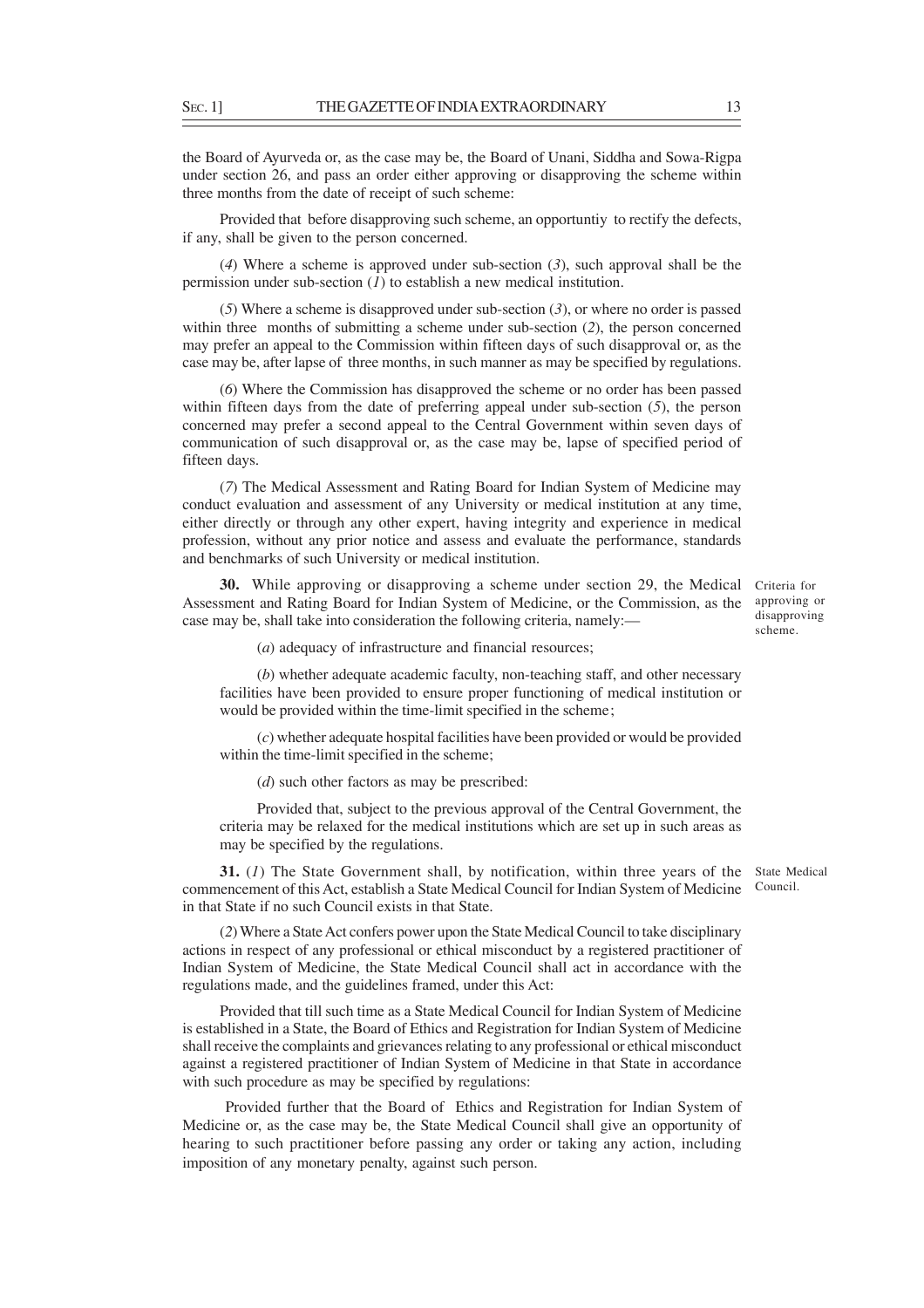the Board of Ayurveda or, as the case may be, the Board of Unani, Siddha and Sowa-Rigpa under section 26, and pass an order either approving or disapproving the scheme within three months from the date of receipt of such scheme:

Provided that before disapproving such scheme, an opportuntiy to rectify the defects, if any, shall be given to the person concerned.

(*4*) Where a scheme is approved under sub-section (*3*), such approval shall be the permission under sub-section (*1*) to establish a new medical institution.

(*5*) Where a scheme is disapproved under sub-section (*3*), or where no order is passed within three months of submitting a scheme under sub-section (*2*), the person concerned may prefer an appeal to the Commission within fifteen days of such disapproval or, as the case may be, after lapse of three months, in such manner as may be specified by regulations.

(*6*) Where the Commission has disapproved the scheme or no order has been passed within fifteen days from the date of preferring appeal under sub-section (*5*), the person concerned may prefer a second appeal to the Central Government within seven days of communication of such disapproval or, as the case may be, lapse of specified period of fifteen days.

(*7*) The Medical Assessment and Rating Board for Indian System of Medicine may conduct evaluation and assessment of any University or medical institution at any time, either directly or through any other expert, having integrity and experience in medical profession, without any prior notice and assess and evaluate the performance, standards and benchmarks of such University or medical institution.

Criteria for approving or disapproving scheme.

**30.** While approving or disapproving a scheme under section 29, the Medical Assessment and Rating Board for Indian System of Medicine, or the Commission, as the case may be, shall take into consideration the following criteria, namely:—

(*a*) adequacy of infrastructure and financial resources;

(*b*) whether adequate academic faculty, non-teaching staff, and other necessary facilities have been provided to ensure proper functioning of medical institution or would be provided within the time-limit specified in the scheme;

(*c*) whether adequate hospital facilities have been provided or would be provided within the time-limit specified in the scheme;

(*d*) such other factors as may be prescribed:

Provided that, subject to the previous approval of the Central Government, the criteria may be relaxed for the medical institutions which are set up in such areas as may be specified by the regulations.

State Medical Council.

**31.** (*1*) The State Government shall, by notification, within three years of the commencement of this Act, establish a State Medical Council for Indian System of Medicine in that State if no such Council exists in that State.

(*2*) Where a State Act confers power upon the State Medical Council to take disciplinary actions in respect of any professional or ethical misconduct by a registered practitioner of Indian System of Medicine, the State Medical Council shall act in accordance with the regulations made, and the guidelines framed, under this Act:

Provided that till such time as a State Medical Council for Indian System of Medicine is established in a State, the Board of Ethics and Registration for Indian System of Medicine shall receive the complaints and grievances relating to any professional or ethical misconduct against a registered practitioner of Indian System of Medicine in that State in accordance with such procedure as may be specified by regulations:

Provided further that the Board of Ethics and Registration for Indian System of Medicine or, as the case may be, the State Medical Council shall give an opportunity of hearing to such practitioner before passing any order or taking any action, including imposition of any monetary penalty, against such person.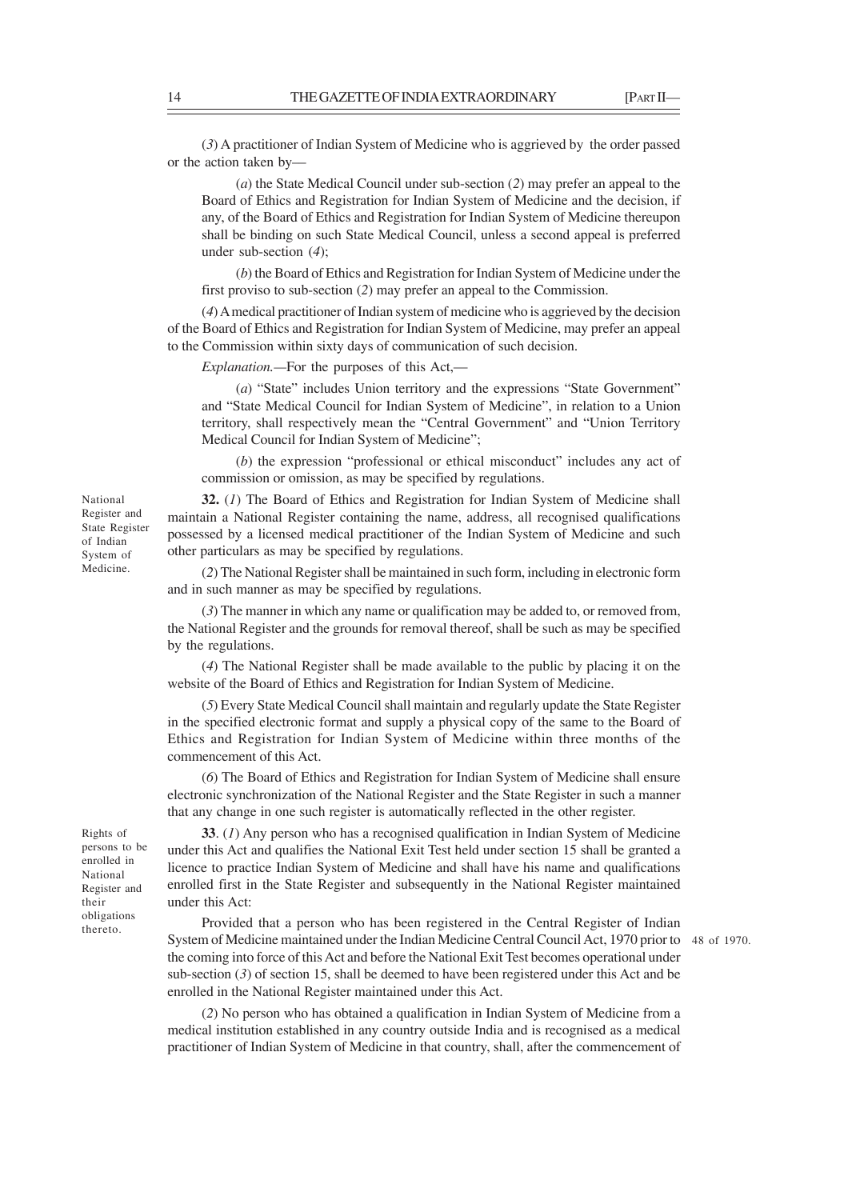(*3*) A practitioner of Indian System of Medicine who is aggrieved by the order passed or the action taken by—

(*a*) the State Medical Council under sub-section (*2*) may prefer an appeal to the Board of Ethics and Registration for Indian System of Medicine and the decision, if any, of the Board of Ethics and Registration for Indian System of Medicine thereupon shall be binding on such State Medical Council, unless a second appeal is preferred under sub-section (*4*);

(*b*) the Board of Ethics and Registration for Indian System of Medicine under the first proviso to sub-section (*2*) may prefer an appeal to the Commission.

(*4*) A medical practitioner of Indian system of medicine who is aggrieved by the decision of the Board of Ethics and Registration for Indian System of Medicine, may prefer an appeal to the Commission within sixty days of communication of such decision.

*Explanation.*—For the purposes of this Act,—

(*a*) "State" includes Union territory and the expressions "State Government" and "State Medical Council for Indian System of Medicine", in relation to a Union territory, shall respectively mean the "Central Government" and "Union Territory Medical Council for Indian System of Medicine";

(*b*) the expression "professional or ethical misconduct" includes any act of commission or omission, as may be specified by regulations.

National Register and State Register of Indian System of Medicine.

**32.** (*1*) The Board of Ethics and Registration for Indian System of Medicine shall maintain a National Register containing the name, address, all recognised qualifications possessed by a licensed medical practitioner of the Indian System of Medicine and such other particulars as may be specified by regulations.

(*2*) The National Register shall be maintained in such form, including in electronic form and in such manner as may be specified by regulations.

(*3*) The manner in which any name or qualification may be added to, or removed from, the National Register and the grounds for removal thereof, shall be such as may be specified by the regulations.

(*4*) The National Register shall be made available to the public by placing it on the website of the Board of Ethics and Registration for Indian System of Medicine.

(*5*) Every State Medical Council shall maintain and regularly update the State Register in the specified electronic format and supply a physical copy of the same to the Board of Ethics and Registration for Indian System of Medicine within three months of the commencement of this Act.

(*6*) The Board of Ethics and Registration for Indian System of Medicine shall ensure electronic synchronization of the National Register and the State Register in such a manner that any change in one such register is automatically reflected in the other register.

Rights of persons to be enrolled in National Register and their obligations thereto.

**33**. (*1*) Any person who has a recognised qualification in Indian System of Medicine under this Act and qualifies the National Exit Test held under section 15 shall be granted a licence to practice Indian System of Medicine and shall have his name and qualifications enrolled first in the State Register and subsequently in the National Register maintained under this Act:

Provided that a person who has been registered in the Central Register of Indian System of Medicine maintained under the Indian Medicine Central Council Act, 1970 prior to the coming into force of this Act and before the National Exit Test becomes operational under sub-section (*3*) of section 15, shall be deemed to have been registered under this Act and be enrolled in the National Register maintained under this Act.

48 of 1970.

(*2*) No person who has obtained a qualification in Indian System of Medicine from a medical institution established in any country outside India and is recognised as a medical practitioner of Indian System of Medicine in that country, shall, after the commencement of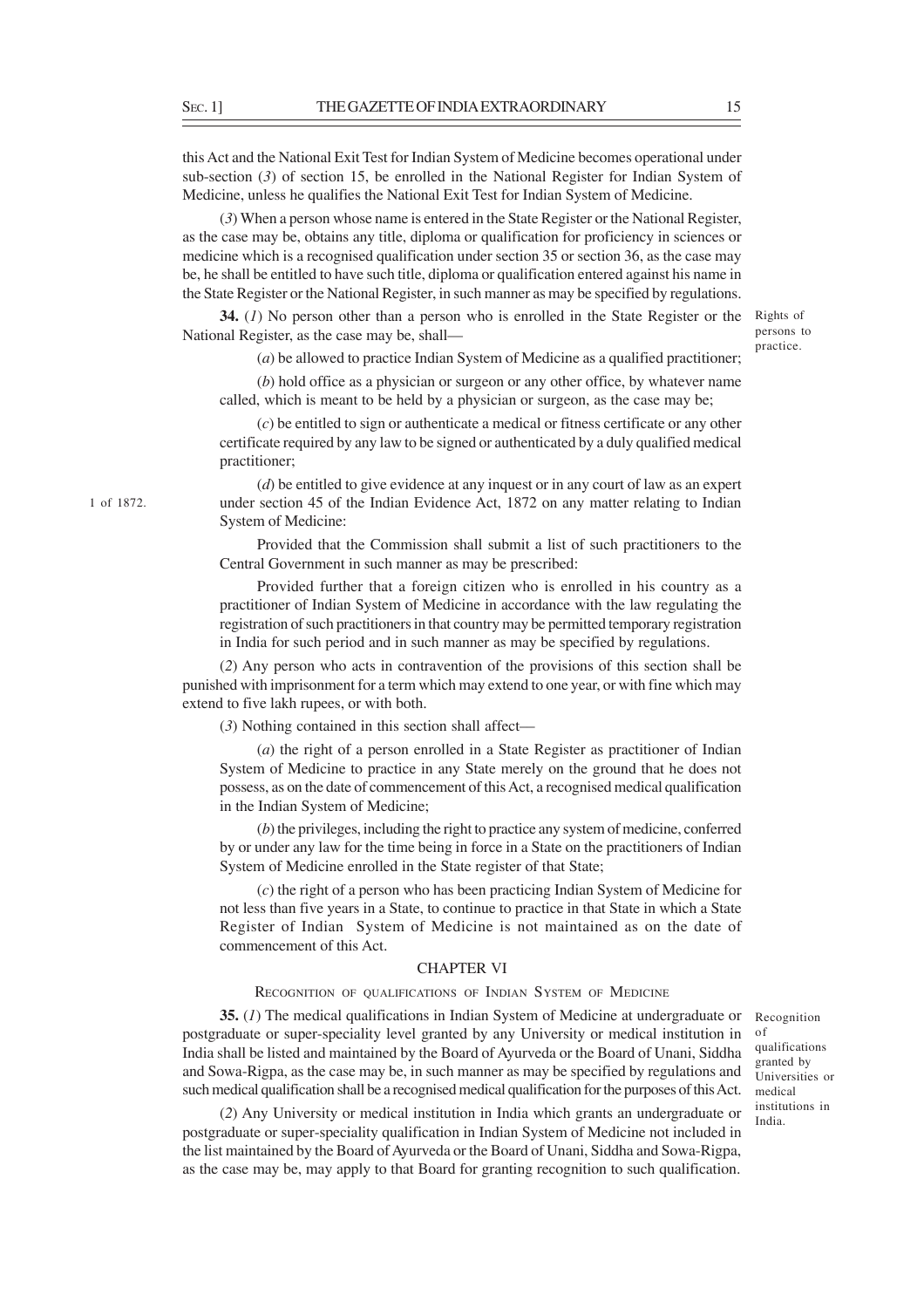this Act and the National Exit Test for Indian System of Medicine becomes operational under sub-section (*3*) of section 15, be enrolled in the National Register for Indian System of Medicine, unless he qualifies the National Exit Test for Indian System of Medicine.

(*3*) When a person whose name is entered in the State Register or the National Register, as the case may be, obtains any title, diploma or qualification for proficiency in sciences or medicine which is a recognised qualification under section 35 or section 36, as the case may be, he shall be entitled to have such title, diploma or qualification entered against his name in the State Register or the National Register, in such manner as may be specified by regulations.

Rights of persons to practice.

**34.** (*1*) No person other than a person who is enrolled in the State Register or the National Register, as the case may be, shall—

(*a*) be allowed to practice Indian System of Medicine as a qualified practitioner;

(*b*) hold office as a physician or surgeon or any other office, by whatever name called, which is meant to be held by a physician or surgeon, as the case may be;

(*c*) be entitled to sign or authenticate a medical or fitness certificate or any other certificate required by any law to be signed or authenticated by a duly qualified medical practitioner;

1 of 1872.

(*d*) be entitled to give evidence at any inquest or in any court of law as an expert under section 45 of the Indian Evidence Act, 1872 on any matter relating to Indian System of Medicine:

Provided that the Commission shall submit a list of such practitioners to the Central Government in such manner as may be prescribed:

Provided further that a foreign citizen who is enrolled in his country as a practitioner of Indian System of Medicine in accordance with the law regulating the registration of such practitioners in that country may be permitted temporary registration in India for such period and in such manner as may be specified by regulations.

(*2*) Any person who acts in contravention of the provisions of this section shall be punished with imprisonment for a term which may extend to one year, or with fine which may extend to five lakh rupees, or with both.

(*3*) Nothing contained in this section shall affect—

(*a*) the right of a person enrolled in a State Register as practitioner of Indian System of Medicine to practice in any State merely on the ground that he does not possess, as on the date of commencement of this Act, a recognised medical qualification in the Indian System of Medicine;

(*b*) the privileges, including the right to practice any system of medicine, conferred by or under any law for the time being in force in a State on the practitioners of Indian System of Medicine enrolled in the State register of that State;

(*c*) the right of a person who has been practicing Indian System of Medicine for not less than five years in a State, to continue to practice in that State in which a State Register of Indian System of Medicine is not maintained as on the date of commencement of this Act.

## CHAPTER VI

### RECOGNITION OF QUALIFICATIONS OF INDIAN SYSTEM OF MEDICINE

Recognition of qualifications granted by Universities or medical institutions in India.

**35.** (*1*) The medical qualifications in Indian System of Medicine at undergraduate or postgraduate or super-speciality level granted by any University or medical institution in India shall be listed and maintained by the Board of Ayurveda or the Board of Unani, Siddha and Sowa-Rigpa, as the case may be, in such manner as may be specified by regulations and such medical qualification shall be a recognised medical qualification for the purposes of this Act.

(*2*) Any University or medical institution in India which grants an undergraduate or postgraduate or super-speciality qualification in Indian System of Medicine not included in the list maintained by the Board of Ayurveda or the Board of Unani, Siddha and Sowa-Rigpa, as the case may be, may apply to that Board for granting recognition to such qualification.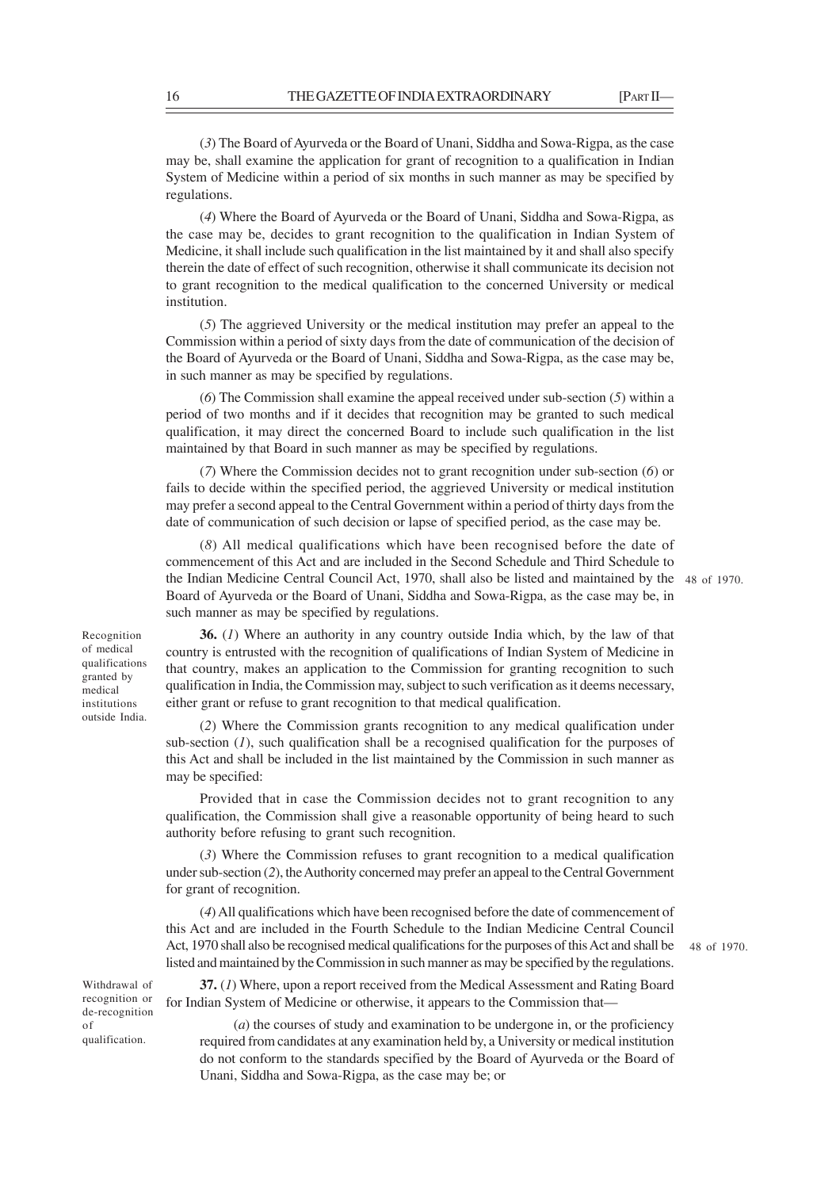(*3*) The Board of Ayurveda or the Board of Unani, Siddha and Sowa-Rigpa, as the case may be, shall examine the application for grant of recognition to a qualification in Indian System of Medicine within a period of six months in such manner as may be specified by regulations.

(*4*) Where the Board of Ayurveda or the Board of Unani, Siddha and Sowa-Rigpa, as the case may be, decides to grant recognition to the qualification in Indian System of Medicine, it shall include such qualification in the list maintained by it and shall also specify therein the date of effect of such recognition, otherwise it shall communicate its decision not to grant recognition to the medical qualification to the concerned University or medical institution.

(*5*) The aggrieved University or the medical institution may prefer an appeal to the Commission within a period of sixty days from the date of communication of the decision of the Board of Ayurveda or the Board of Unani, Siddha and Sowa-Rigpa, as the case may be, in such manner as may be specified by regulations.

(*6*) The Commission shall examine the appeal received under sub-section (*5*) within a period of two months and if it decides that recognition may be granted to such medical qualification, it may direct the concerned Board to include such qualification in the list maintained by that Board in such manner as may be specified by regulations.

(*7*) Where the Commission decides not to grant recognition under sub-section (*6*) or fails to decide within the specified period, the aggrieved University or medical institution may prefer a second appeal to the Central Government within a period of thirty days from the date of communication of such decision or lapse of specified period, as the case may be.

(*8*) All medical qualifications which have been recognised before the date of commencement of this Act and are included in the Second Schedule and Third Schedule to the Indian Medicine Central Council Act, 1970, shall also be listed and maintained by the Board of Ayurveda or the Board of Unani, Siddha and Sowa-Rigpa, as the case may be, in such manner as may be specified by regulations.

48 of 1970.

Recognition of medical qualifications granted by medical institutions outside India.

**36.** (*1*) Where an authority in any country outside India which, by the law of that country is entrusted with the recognition of qualifications of Indian System of Medicine in that country, makes an application to the Commission for granting recognition to such qualification in India, the Commission may, subject to such verification as it deems necessary, either grant or refuse to grant recognition to that medical qualification.

(*2*) Where the Commission grants recognition to any medical qualification under sub-section (*1*), such qualification shall be a recognised qualification for the purposes of this Act and shall be included in the list maintained by the Commission in such manner as may be specified:

Provided that in case the Commission decides not to grant recognition to any qualification, the Commission shall give a reasonable opportunity of being heard to such authority before refusing to grant such recognition.

(*3*) Where the Commission refuses to grant recognition to a medical qualification under sub-section (*2*), the Authority concerned may prefer an appeal to the Central Government for grant of recognition.

(*4*) All qualifications which have been recognised before the date of commencement of this Act and are included in the Fourth Schedule to the Indian Medicine Central Council Act, 1970 shall also be recognised medical qualifications for the purposes of this Act and shall be listed and maintained by the Commission in such manner as may be specified by the regulations.

48 of 1970.

Withdrawal of recognition or de-recognition of qualification.

**37.** (*1*) Where, upon a report received from the Medical Assessment and Rating Board for Indian System of Medicine or otherwise, it appears to the Commission that—

(*a*) the courses of study and examination to be undergone in, or the proficiency required from candidates at any examination held by, a University or medical institution do not conform to the standards specified by the Board of Ayurveda or the Board of Unani, Siddha and Sowa-Rigpa, as the case may be; or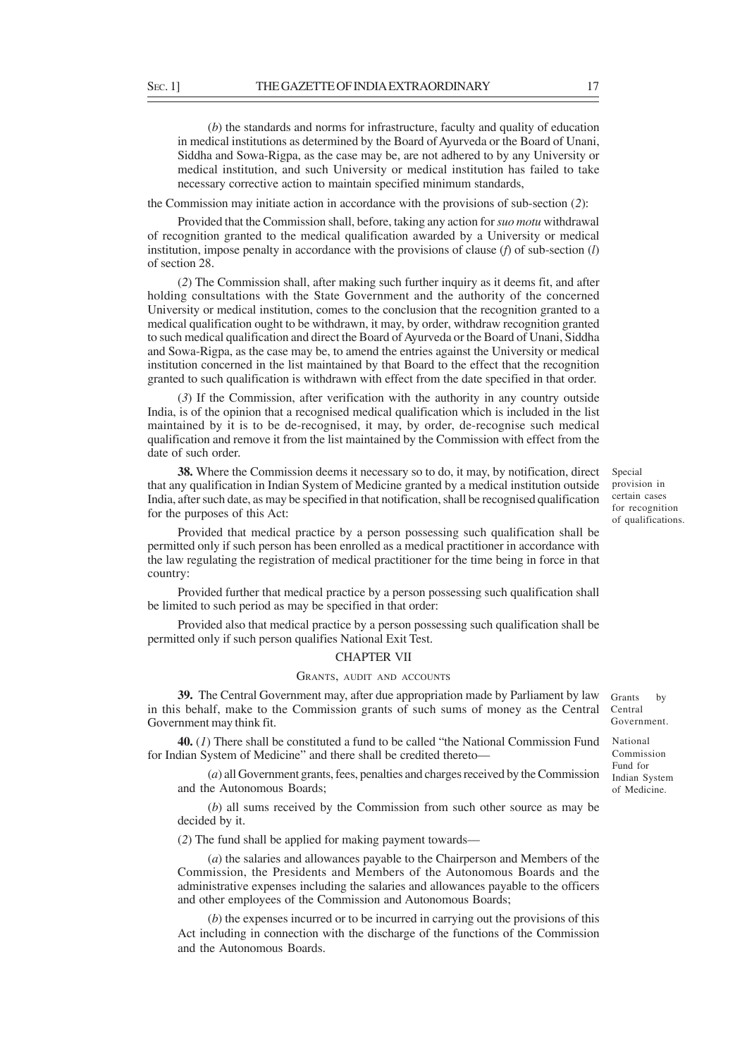(*b*) the standards and norms for infrastructure, faculty and quality of education in medical institutions as determined by the Board of Ayurveda or the Board of Unani, Siddha and Sowa-Rigpa, as the case may be, are not adhered to by any University or medical institution, and such University or medical institution has failed to take necessary corrective action to maintain specified minimum standards,

the Commission may initiate action in accordance with the provisions of sub-section (*2*):

Provided that the Commission shall, before, taking any action for *suo motu* withdrawal of recognition granted to the medical qualification awarded by a University or medical institution, impose penalty in accordance with the provisions of clause (*f*) of sub-section (*l*) of section 28.

(*2*) The Commission shall, after making such further inquiry as it deems fit, and after holding consultations with the State Government and the authority of the concerned University or medical institution, comes to the conclusion that the recognition granted to a medical qualification ought to be withdrawn, it may, by order, withdraw recognition granted to such medical qualification and direct the Board of Ayurveda or the Board of Unani, Siddha and Sowa-Rigpa, as the case may be, to amend the entries against the University or medical institution concerned in the list maintained by that Board to the effect that the recognition granted to such qualification is withdrawn with effect from the date specified in that order.

(*3*) If the Commission, after verification with the authority in any country outside India, is of the opinion that a recognised medical qualification which is included in the list maintained by it is to be de-recognised, it may, by order, de-recognise such medical qualification and remove it from the list maintained by the Commission with effect from the date of such order.

Special provision in certain cases for recognition of qualifications.

**38.** Where the Commission deems it necessary so to do, it may, by notification, direct that any qualification in Indian System of Medicine granted by a medical institution outside India, after such date, as may be specified in that notification, shall be recognised qualification for the purposes of this Act:

Provided that medical practice by a person possessing such qualification shall be permitted only if such person has been enrolled as a medical practitioner in accordance with the law regulating the registration of medical practitioner for the time being in force in that country:

Provided further that medical practice by a person possessing such qualification shall be limited to such period as may be specified in that order:

Provided also that medical practice by a person possessing such qualification shall be permitted only if such person qualifies National Exit Test.

## CHAPTER VII

### GRANTS, AUDIT AND ACCOUNTS

Grants by Central Government.

**39.** The Central Government may, after due appropriation made by Parliament by law in this behalf, make to the Commission grants of such sums of money as the Central Government may think fit.

National Commission Fund for Indian System of Medicine.

**40.** (*1*) There shall be constituted a fund to be called "the National Commission Fund for Indian System of Medicine" and there shall be credited thereto—

(*a*) all Government grants, fees, penalties and charges received by the Commission and the Autonomous Boards;

(*b*) all sums received by the Commission from such other source as may be decided by it.

(*2*) The fund shall be applied for making payment towards—

(*a*) the salaries and allowances payable to the Chairperson and Members of the Commission, the Presidents and Members of the Autonomous Boards and the administrative expenses including the salaries and allowances payable to the officers and other employees of the Commission and Autonomous Boards;

(*b*) the expenses incurred or to be incurred in carrying out the provisions of this Act including in connection with the discharge of the functions of the Commission and the Autonomous Boards.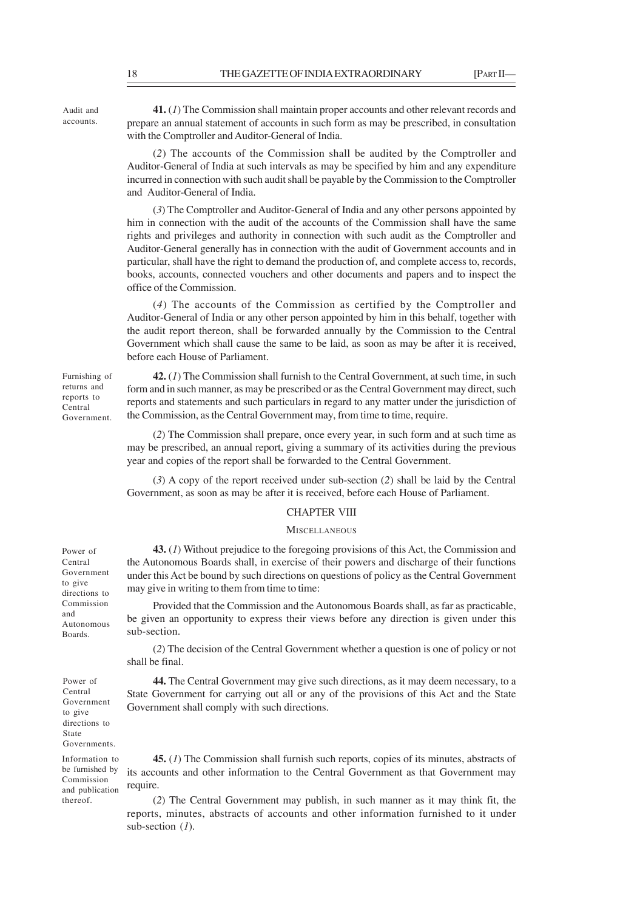**Audit and accounts.**

**41.** (*1*) The Commission shall maintain proper accounts and other relevant records and prepare an annual statement of accounts in such form as may be prescribed, in consultation with the Comptroller and Auditor-General of India.

(*2*) The accounts of the Commission shall be audited by the Comptroller and Auditor-General of India at such intervals as may be specified by him and any expenditure incurred in connection with such audit shall be payable by the Commission to the Comptroller and Auditor-General of India.

(*3*) The Comptroller and Auditor-General of India and any other persons appointed by him in connection with the audit of the accounts of the Commission shall have the same rights and privileges and authority in connection with such audit as the Comptroller and Auditor-General generally has in connection with the audit of Government accounts and in particular, shall have the right to demand the production of, and complete access to, records, books, accounts, connected vouchers and other documents and papers and to inspect the office of the Commission.

(*4*) The accounts of the Commission as certified by the Comptroller and Auditor-General of India or any other person appointed by him in this behalf, together with the audit report thereon, shall be forwarded annually by the Commission to the Central Government which shall cause the same to be laid, as soon as may be after it is received, before each House of Parliament.

**Furnishing of returns and reports to Central Government.**

**42.** (*1*) The Commission shall furnish to the Central Government, at such time, in such form and in such manner, as may be prescribed or as the Central Government may direct, such reports and statements and such particulars in regard to any matter under the jurisdiction of the Commission, as the Central Government may, from time to time, require.

(*2*) The Commission shall prepare, once every year, in such form and at such time as may be prescribed, an annual report, giving a summary of its activities during the previous year and copies of the report shall be forwarded to the Central Government.

(*3*) A copy of the report received under sub-section (*2*) shall be laid by the Central Government, as soon as may be after it is received, before each House of Parliament.

## CHAPTER VIII

### MISCELLANEOUS

**Power of Central Government to give directions to Commission and Autonomous Boards.**

**43.** (*1*) Without prejudice to the foregoing provisions of this Act, the Commission and the Autonomous Boards shall, in exercise of their powers and discharge of their functions under this Act be bound by such directions on questions of policy as the Central Government may give in writing to them from time to time:

Provided that the Commission and the Autonomous Boards shall, as far as practicable, be given an opportunity to express their views before any direction is given under this sub-section.

(*2*) The decision of the Central Government whether a question is one of policy or not shall be final.

**Power of Central Government to give directions to State Governments.**

**44.** The Central Government may give such directions, as it may deem necessary, to a State Government for carrying out all or any of the provisions of this Act and the State Government shall comply with such directions.

**Information to be furnished by Commission and publication thereof.**

**45.** (*1*) The Commission shall furnish such reports, copies of its minutes, abstracts of its accounts and other information to the Central Government as that Government may require.

(*2*) The Central Government may publish, in such manner as it may think fit, the reports, minutes, abstracts of accounts and other information furnished to it under sub-section (*1*).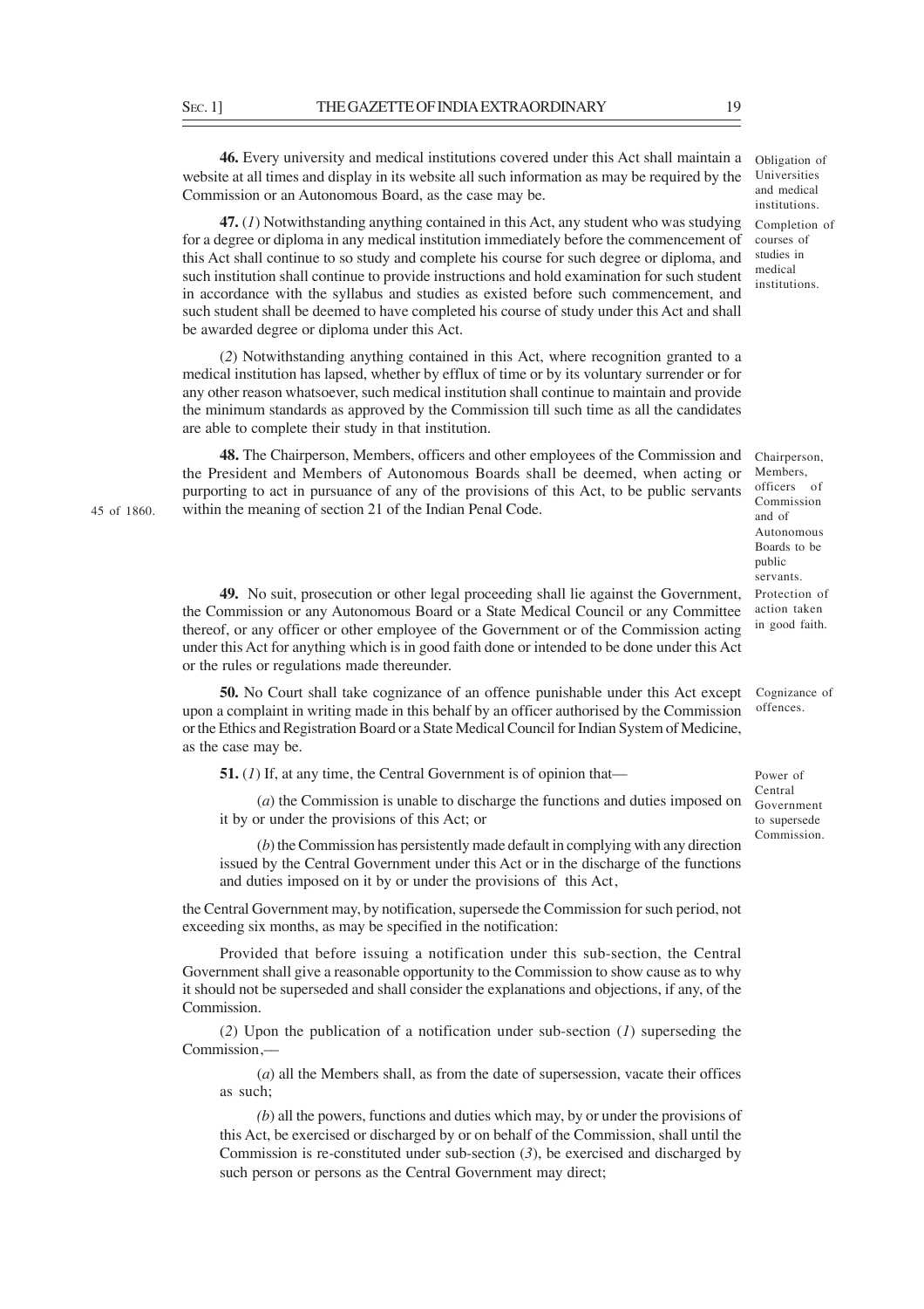**46.** Every university and medical institutions covered under this Act shall maintain a website at all times and display in its website all such information as may be required by the Commission or an Autonomous Board, as the case may be.

Obligation of Universities and medical institutions.

**47.** (*1*) Notwithstanding anything contained in this Act, any student who was studying for a degree or diploma in any medical institution immediately before the commencement of this Act shall continue to so study and complete his course for such degree or diploma, and such institution shall continue to provide instructions and hold examination for such student in accordance with the syllabus and studies as existed before such commencement, and such student shall be deemed to have completed his course of study under this Act and shall be awarded degree or diploma under this Act.

Completion of courses of studies in medical institutions.

(*2*) Notwithstanding anything contained in this Act, where recognition granted to a medical institution has lapsed, whether by efflux of time or by its voluntary surrender or for any other reason whatsoever, such medical institution shall continue to maintain and provide the minimum standards as approved by the Commission till such time as all the candidates are able to complete their study in that institution.

**48.** The Chairperson, Members, officers and other employees of the Commission and the President and Members of Autonomous Boards shall be deemed, when acting or purporting to act in pursuance of any of the provisions of this Act, to be public servants within the meaning of section 21 of the Indian Penal Code.

45 of 1860.

Chairperson, Members, officers of Commission and of Autonomous Boards to be public servants.

**49.** No suit, prosecution or other legal proceeding shall lie against the Government, the Commission or any Autonomous Board or a State Medical Council or any Committee thereof, or any officer or other employee of the Government or of the Commission acting under this Act for anything which is in good faith done or intended to be done under this Act or the rules or regulations made thereunder.

Protection of action taken in good faith.

**50.** No Court shall take cognizance of an offence punishable under this Act except upon a complaint in writing made in this behalf by an officer authorised by the Commission or the Ethics and Registration Board or a State Medical Council for Indian System of Medicine, as the case may be.

Cognizance of offences.

**51.** (*1*) If, at any time, the Central Government is of opinion that—

Power of Central Government to supersede Commission.

(*a*) the Commission is unable to discharge the functions and duties imposed on it by or under the provisions of this Act; or

(*b*) the Commission has persistently made default in complying with any direction issued by the Central Government under this Act or in the discharge of the functions and duties imposed on it by or under the provisions of this Act,

the Central Government may, by notification, supersede the Commission for such period, not exceeding six months, as may be specified in the notification:

Provided that before issuing a notification under this sub-section, the Central Government shall give a reasonable opportunity to the Commission to show cause as to why it should not be superseded and shall consider the explanations and objections, if any, of the Commission.

(*2*) Upon the publication of a notification under sub-section (*1*) superseding the Commission,—

(*a*) all the Members shall, as from the date of supersession, vacate their offices as such;

(*b*) all the powers, functions and duties which may, by or under the provisions of this Act, be exercised or discharged by or on behalf of the Commission, shall until the Commission is re-constituted under sub-section (*3*), be exercised and discharged by such person or persons as the Central Government may direct;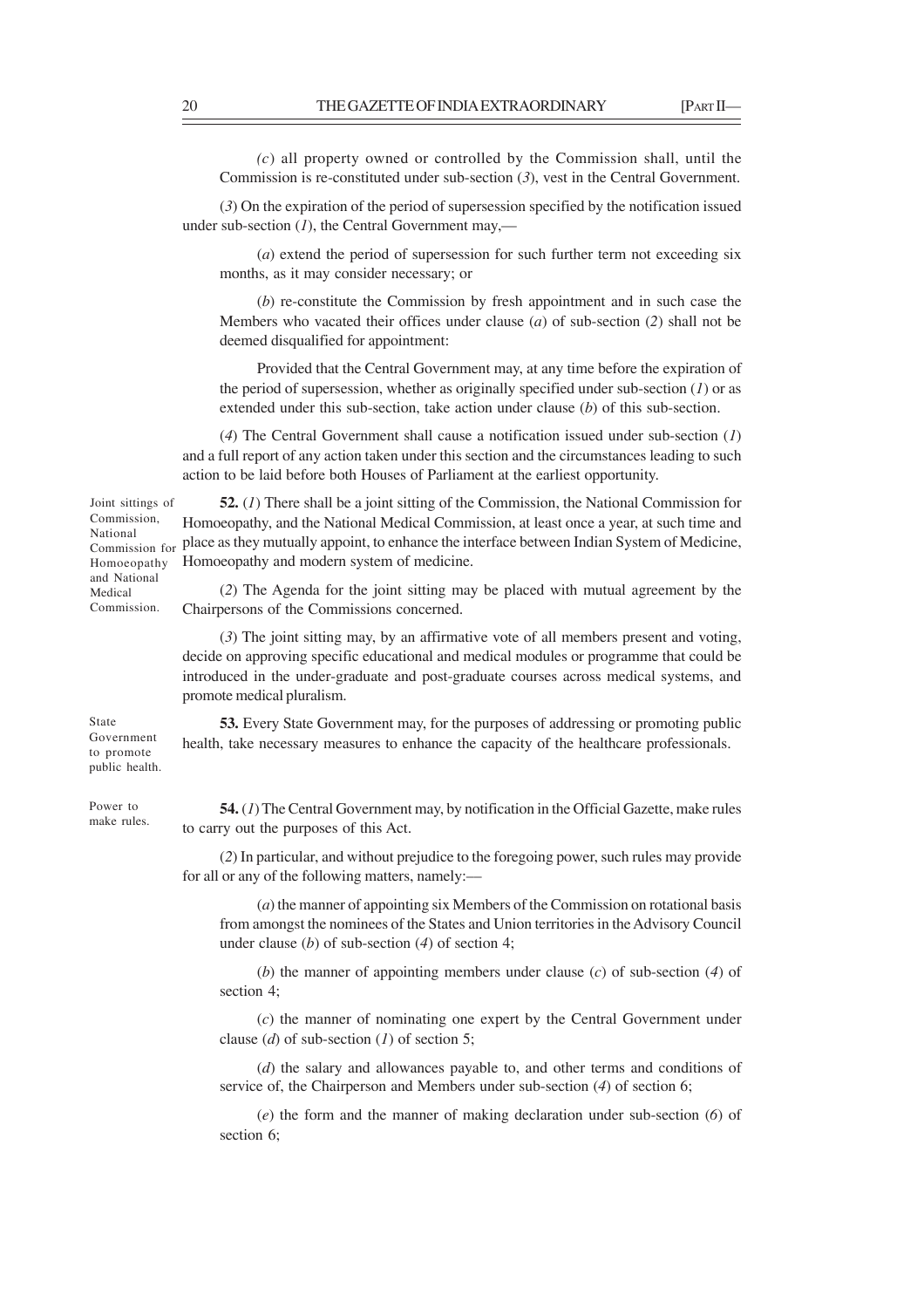(*c*) all property owned or controlled by the Commission shall, until the Commission is re-constituted under sub-section (*3*), vest in the Central Government.

(*3*) On the expiration of the period of supersession specified by the notification issued under sub-section (*1*), the Central Government may,—

(*a*) extend the period of supersession for such further term not exceeding six months, as it may consider necessary; or

(*b*) re-constitute the Commission by fresh appointment and in such case the Members who vacated their offices under clause (*a*) of sub-section (*2*) shall not be deemed disqualified for appointment:

Provided that the Central Government may, at any time before the expiration of the period of supersession, whether as originally specified under sub-section (*1*) or as extended under this sub-section, take action under clause (*b*) of this sub-section.

(*4*) The Central Government shall cause a notification issued under sub-section (*1*) and a full report of any action taken under this section and the circumstances leading to such action to be laid before both Houses of Parliament at the earliest opportunity.

Joint sittings of Commission, National Commission for Homoeopathy and National Medical Commission.

**52.** (*1*) There shall be a joint sitting of the Commission, the National Commission for Homoeopathy, and the National Medical Commission, at least once a year, at such time and place as they mutually appoint, to enhance the interface between Indian System of Medicine, Homoeopathy and modern system of medicine.

(*2*) The Agenda for the joint sitting may be placed with mutual agreement by the Chairpersons of the Commissions concerned.

(*3*) The joint sitting may, by an affirmative vote of all members present and voting, decide on approving specific educational and medical modules or programme that could be introduced in the under-graduate and post-graduate courses across medical systems, and promote medical pluralism.

State Government to promote public health.

**53.** Every State Government may, for the purposes of addressing or promoting public health, take necessary measures to enhance the capacity of the healthcare professionals.

Power to make rules.

**54.** (*1*) The Central Government may, by notification in the Official Gazette, make rules to carry out the purposes of this Act.

(*2*) In particular, and without prejudice to the foregoing power, such rules may provide for all or any of the following matters, namely:—

(*a*) the manner of appointing six Members of the Commission on rotational basis from amongst the nominees of the States and Union territories in the Advisory Council under clause (*b*) of sub-section (*4*) of section 4;

(*b*) the manner of appointing members under clause (*c*) of sub-section (*4*) of section 4;

(*c*) the manner of nominating one expert by the Central Government under clause (*d*) of sub-section (*1*) of section 5;

(*d*) the salary and allowances payable to, and other terms and conditions of service of, the Chairperson and Members under sub-section (*4*) of section 6;

(*e*) the form and the manner of making declaration under sub-section (*6*) of section 6;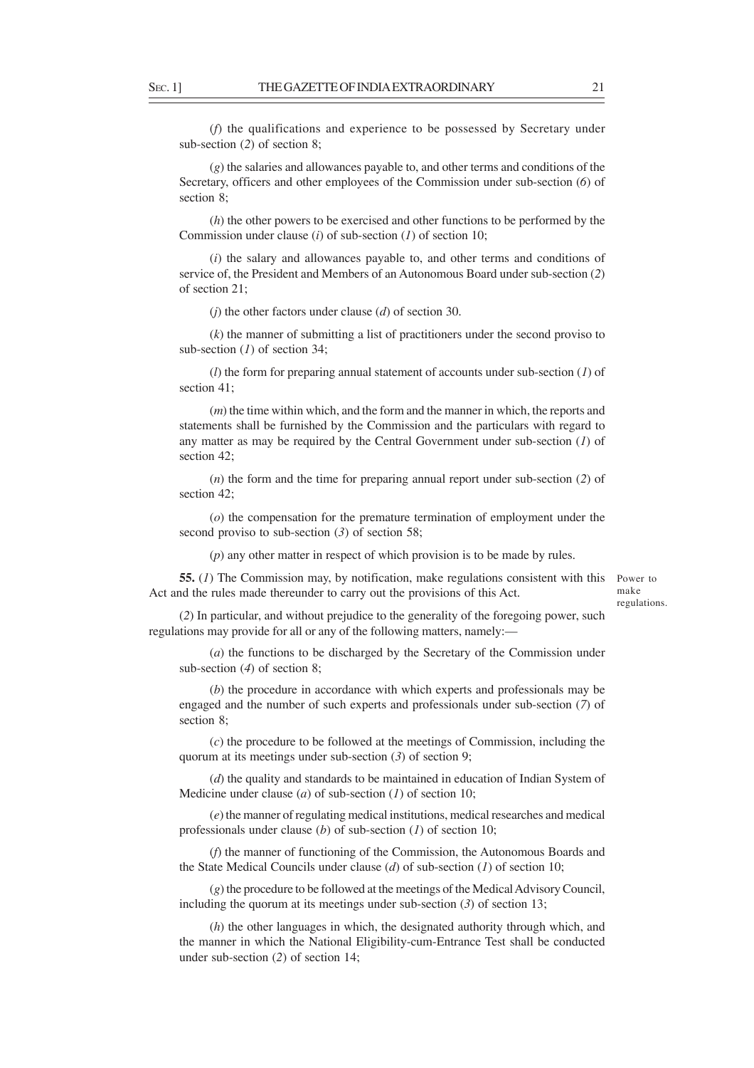(*f*) the qualifications and experience to be possessed by Secretary under sub-section (*2*) of section 8;

(*g*) the salaries and allowances payable to, and other terms and conditions of the Secretary, officers and other employees of the Commission under sub-section (*6*) of section 8;

(*h*) the other powers to be exercised and other functions to be performed by the Commission under clause (*i*) of sub-section (*1*) of section 10;

(*i*) the salary and allowances payable to, and other terms and conditions of service of, the President and Members of an Autonomous Board under sub-section (*2*) of section 21;

(*j*) the other factors under clause (*d*) of section 30.

(*k*) the manner of submitting a list of practitioners under the second proviso to sub-section (*1*) of section 34;

(*l*) the form for preparing annual statement of accounts under sub-section (*1*) of section 41;

(*m*) the time within which, and the form and the manner in which, the reports and statements shall be furnished by the Commission and the particulars with regard to any matter as may be required by the Central Government under sub-section (*1*) of section 42;

(*n*) the form and the time for preparing annual report under sub-section (*2*) of section 42;

(*o*) the compensation for the premature termination of employment under the second proviso to sub-section (*3*) of section 58;

(*p*) any other matter in respect of which provision is to be made by rules.

Power to make regulations.

**55.** (*1*) The Commission may, by notification, make regulations consistent with this Act and the rules made thereunder to carry out the provisions of this Act.

(*2*) In particular, and without prejudice to the generality of the foregoing power, such regulations may provide for all or any of the following matters, namely:—

(*a*) the functions to be discharged by the Secretary of the Commission under sub-section (*4*) of section 8;

(*b*) the procedure in accordance with which experts and professionals may be engaged and the number of such experts and professionals under sub-section (*7*) of section 8;

(*c*) the procedure to be followed at the meetings of Commission, including the quorum at its meetings under sub-section (*3*) of section 9;

(*d*) the quality and standards to be maintained in education of Indian System of Medicine under clause (*a*) of sub-section (*1*) of section 10;

(*e*) the manner of regulating medical institutions, medical researches and medical professionals under clause (*b*) of sub-section (*1*) of section 10;

(*f*) the manner of functioning of the Commission, the Autonomous Boards and the State Medical Councils under clause (*d*) of sub-section (*1*) of section 10;

(*g*) the procedure to be followed at the meetings of the Medical Advisory Council, including the quorum at its meetings under sub-section (*3*) of section 13;

(*h*) the other languages in which, the designated authority through which, and the manner in which the National Eligibility-cum-Entrance Test shall be conducted under sub-section (*2*) of section 14;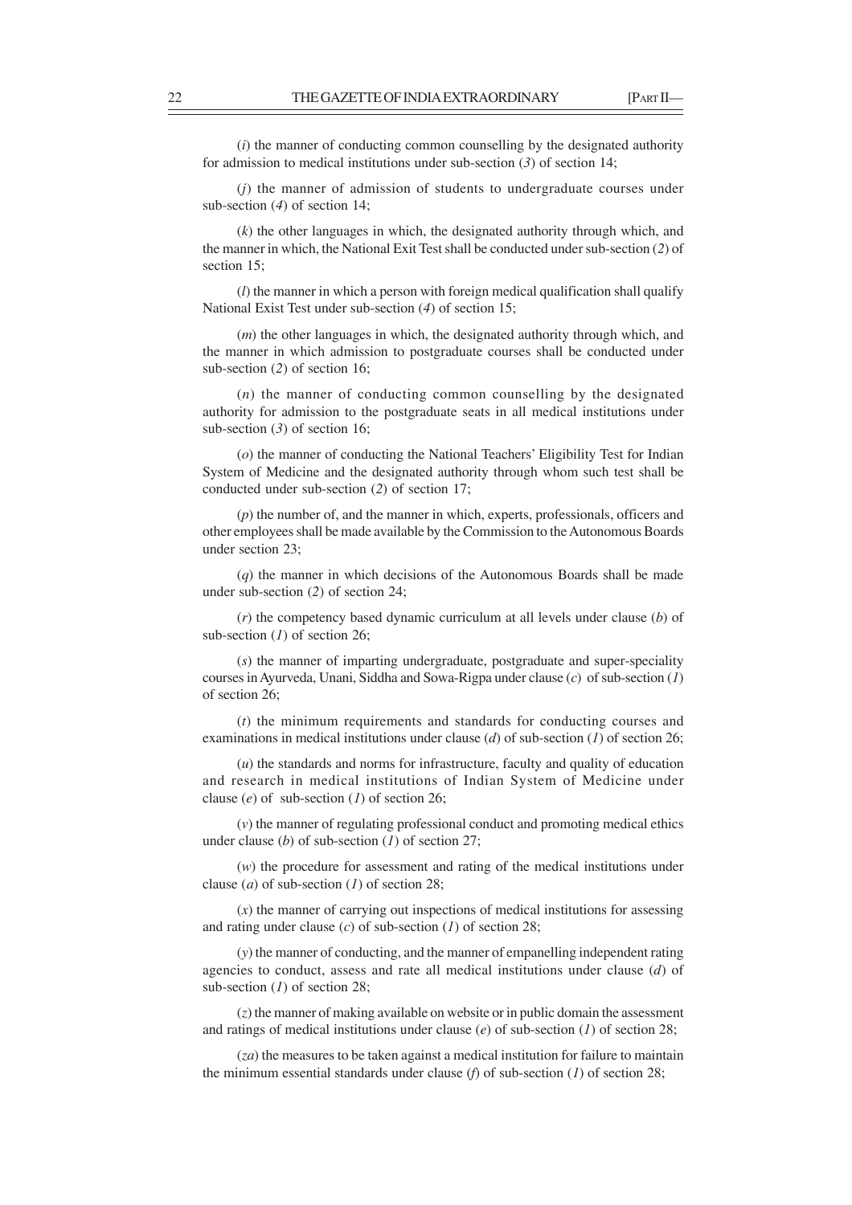(*i*) the manner of conducting common counselling by the designated authority for admission to medical institutions under sub-section (*3*) of section 14;

(*j*) the manner of admission of students to undergraduate courses under sub-section (*4*) of section 14;

(*k*) the other languages in which, the designated authority through which, and the manner in which, the National Exit Test shall be conducted under sub-section (*2*) of section 15;

(*l*) the manner in which a person with foreign medical qualification shall qualify National Exist Test under sub-section (*4*) of section 15;

(*m*) the other languages in which, the designated authority through which, and the manner in which admission to postgraduate courses shall be conducted under sub-section (*2*) of section 16;

(*n*) the manner of conducting common counselling by the designated authority for admission to the postgraduate seats in all medical institutions under sub-section (*3*) of section 16;

(*o*) the manner of conducting the National Teachers' Eligibility Test for Indian System of Medicine and the designated authority through whom such test shall be conducted under sub-section (*2*) of section 17;

(*p*) the number of, and the manner in which, experts, professionals, officers and other employees shall be made available by the Commission to the Autonomous Boards under section 23;

(*q*) the manner in which decisions of the Autonomous Boards shall be made under sub-section (*2*) of section 24;

(*r*) the competency based dynamic curriculum at all levels under clause (*b*) of sub-section (*1*) of section 26;

(*s*) the manner of imparting undergraduate, postgraduate and super-speciality courses in Ayurveda, Unani, Siddha and Sowa-Rigpa under clause (*c*) of sub-section (*1*) of section 26;

(*t*) the minimum requirements and standards for conducting courses and examinations in medical institutions under clause (*d*) of sub-section (*1*) of section 26;

(*u*) the standards and norms for infrastructure, faculty and quality of education and research in medical institutions of Indian System of Medicine under clause (*e*) of sub-section (*1*) of section 26;

(*v*) the manner of regulating professional conduct and promoting medical ethics under clause (*b*) of sub-section (*1*) of section 27;

(*w*) the procedure for assessment and rating of the medical institutions under clause (*a*) of sub-section (*1*) of section 28;

(*x*) the manner of carrying out inspections of medical institutions for assessing and rating under clause (*c*) of sub-section (*1*) of section 28;

(*y*) the manner of conducting, and the manner of empanelling independent rating agencies to conduct, assess and rate all medical institutions under clause (*d*) of sub-section (*1*) of section 28;

(*z*) the manner of making available on website or in public domain the assessment and ratings of medical institutions under clause (*e*) of sub-section (*1*) of section 28;

(*za*) the measures to be taken against a medical institution for failure to maintain the minimum essential standards under clause (*f*) of sub-section (*1*) of section 28;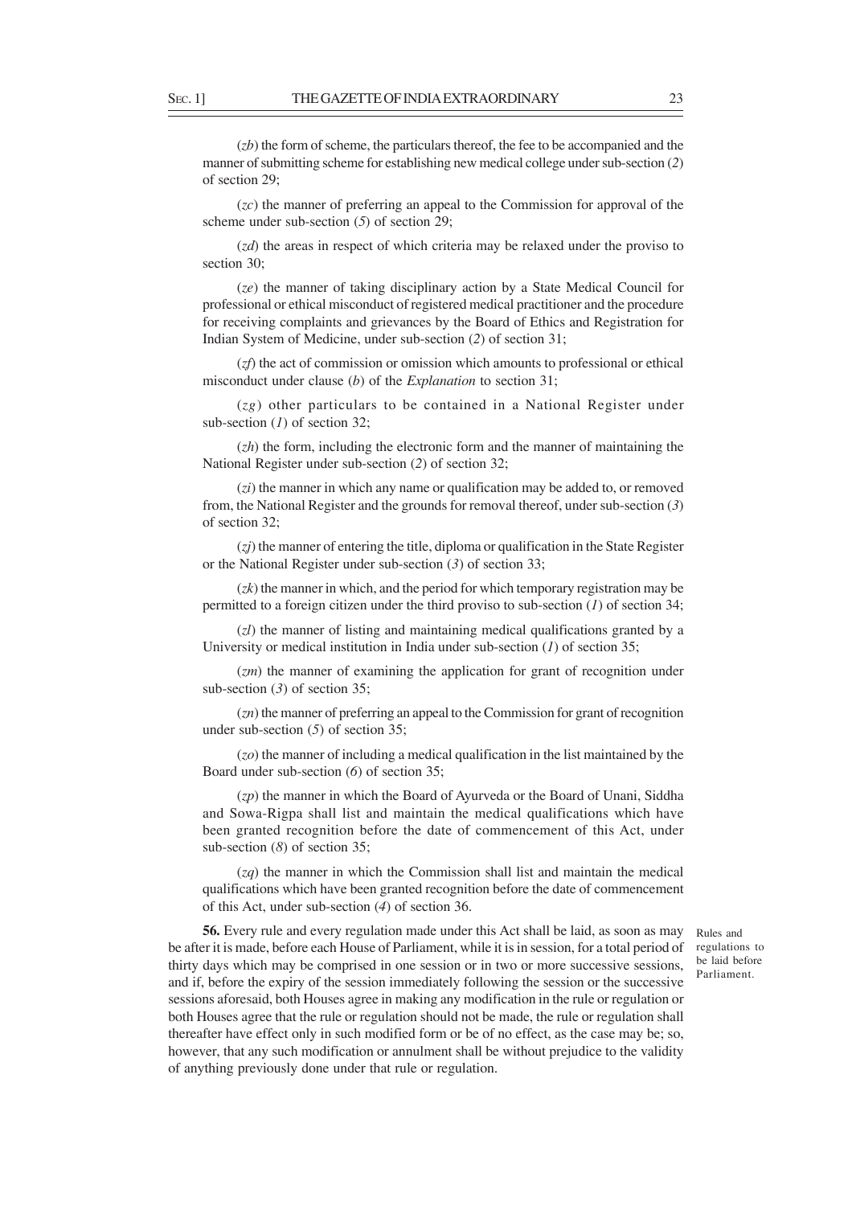(*zb*) the form of scheme, the particulars thereof, the fee to be accompanied and the manner of submitting scheme for establishing new medical college under sub-section (*2*) of section 29;

(*zc*) the manner of preferring an appeal to the Commission for approval of the scheme under sub-section (*5*) of section 29;

(*zd*) the areas in respect of which criteria may be relaxed under the proviso to section 30;

(*ze*) the manner of taking disciplinary action by a State Medical Council for professional or ethical misconduct of registered medical practitioner and the procedure for receiving complaints and grievances by the Board of Ethics and Registration for Indian System of Medicine, under sub-section (*2*) of section 31;

(*zf*) the act of commission or omission which amounts to professional or ethical misconduct under clause (*b*) of the *Explanation* to section 31;

(*zg*) other particulars to be contained in a National Register under sub-section (*1*) of section 32;

(*zh*) the form, including the electronic form and the manner of maintaining the National Register under sub-section (*2*) of section 32;

(*zi*) the manner in which any name or qualification may be added to, or removed from, the National Register and the grounds for removal thereof, under sub-section (*3*) of section 32;

(*zj*) the manner of entering the title, diploma or qualification in the State Register or the National Register under sub-section (*3*) of section 33;

(*zk*) the manner in which, and the period for which temporary registration may be permitted to a foreign citizen under the third proviso to sub-section (*1*) of section 34;

(*zl*) the manner of listing and maintaining medical qualifications granted by a University or medical institution in India under sub-section (*1*) of section 35;

(*zm*) the manner of examining the application for grant of recognition under sub-section (*3*) of section 35;

(*zn*) the manner of preferring an appeal to the Commission for grant of recognition under sub-section (*5*) of section 35;

(*zo*) the manner of including a medical qualification in the list maintained by the Board under sub-section (*6*) of section 35;

(*zp*) the manner in which the Board of Ayurveda or the Board of Unani, Siddha and Sowa-Rigpa shall list and maintain the medical qualifications which have been granted recognition before the date of commencement of this Act, under sub-section (*8*) of section 35;

(*zq*) the manner in which the Commission shall list and maintain the medical qualifications which have been granted recognition before the date of commencement of this Act, under sub-section (*4*) of section 36.

Rules and regulations to be laid before Parliament.

**56.** Every rule and every regulation made under this Act shall be laid, as soon as may be after it is made, before each House of Parliament, while it is in session, for a total period of thirty days which may be comprised in one session or in two or more successive sessions, and if, before the expiry of the session immediately following the session or the successive sessions aforesaid, both Houses agree in making any modification in the rule or regulation or both Houses agree that the rule or regulation should not be made, the rule or regulation shall thereafter have effect only in such modified form or be of no effect, as the case may be; so, however, that any such modification or annulment shall be without prejudice to the validity of anything previously done under that rule or regulation.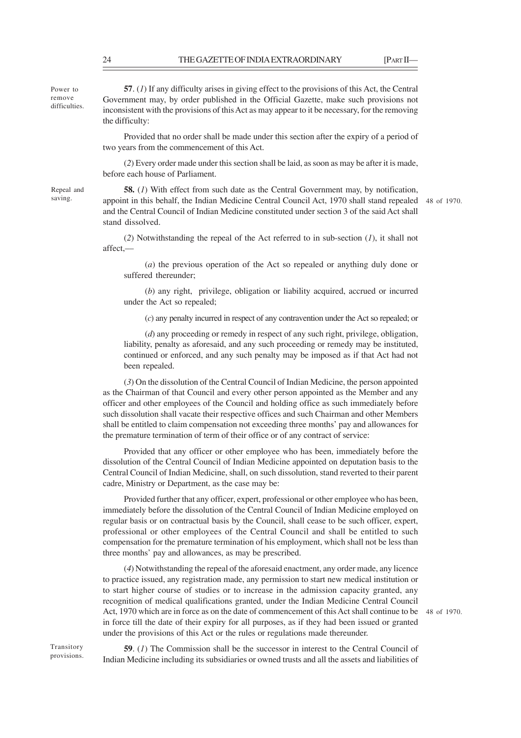Power to remove difficulties.

**57**. (*1*) If any difficulty arises in giving effect to the provisions of this Act, the Central Government may, by order published in the Official Gazette, make such provisions not inconsistent with the provisions of this Act as may appear to it be necessary, for the removing the difficulty:

Provided that no order shall be made under this section after the expiry of a period of two years from the commencement of this Act.

(*2*) Every order made under this section shall be laid, as soon as may be after it is made, before each house of Parliament.

Repeal and saving.

**58.** (*1*) With effect from such date as the Central Government may, by notification, appoint in this behalf, the Indian Medicine Central Council Act, 1970 shall stand repealed and the Central Council of Indian Medicine constituted under section 3 of the said Act shall stand dissolved.

48 of 1970.

(*2*) Notwithstanding the repeal of the Act referred to in sub-section (*1*), it shall not affect,—

(*a*) the previous operation of the Act so repealed or anything duly done or suffered thereunder;

(*b*) any right, privilege, obligation or liability acquired, accrued or incurred under the Act so repealed;

(*c*) any penalty incurred in respect of any contravention under the Act so repealed; or

(*d*) any proceeding or remedy in respect of any such right, privilege, obligation, liability, penalty as aforesaid, and any such proceeding or remedy may be instituted, continued or enforced, and any such penalty may be imposed as if that Act had not been repealed.

(*3*) On the dissolution of the Central Council of Indian Medicine, the person appointed as the Chairman of that Council and every other person appointed as the Member and any officer and other employees of the Council and holding office as such immediately before such dissolution shall vacate their respective offices and such Chairman and other Members shall be entitled to claim compensation not exceeding three months' pay and allowances for the premature termination of term of their office or of any contract of service:

Provided that any officer or other employee who has been, immediately before the dissolution of the Central Council of Indian Medicine appointed on deputation basis to the Central Council of Indian Medicine, shall, on such dissolution, stand reverted to their parent cadre, Ministry or Department, as the case may be:

Provided further that any officer, expert, professional or other employee who has been, immediately before the dissolution of the Central Council of Indian Medicine employed on regular basis or on contractual basis by the Council, shall cease to be such officer, expert, professional or other employees of the Central Council and shall be entitled to such compensation for the premature termination of his employment, which shall not be less than three months' pay and allowances, as may be prescribed.

(*4*) Notwithstanding the repeal of the aforesaid enactment, any order made, any licence to practice issued, any registration made, any permission to start new medical institution or to start higher course of studies or to increase in the admission capacity granted, any recognition of medical qualifications granted, under the Indian Medicine Central Council Act, 1970 which are in force as on the date of commencement of this Act shall continue to be in force till the date of their expiry for all purposes, as if they had been issued or granted under the provisions of this Act or the rules or regulations made thereunder.

48 of 1970.

Transitory provisions.

**59**. (*1*) The Commission shall be the successor in interest to the Central Council of Indian Medicine including its subsidiaries or owned trusts and all the assets and liabilities of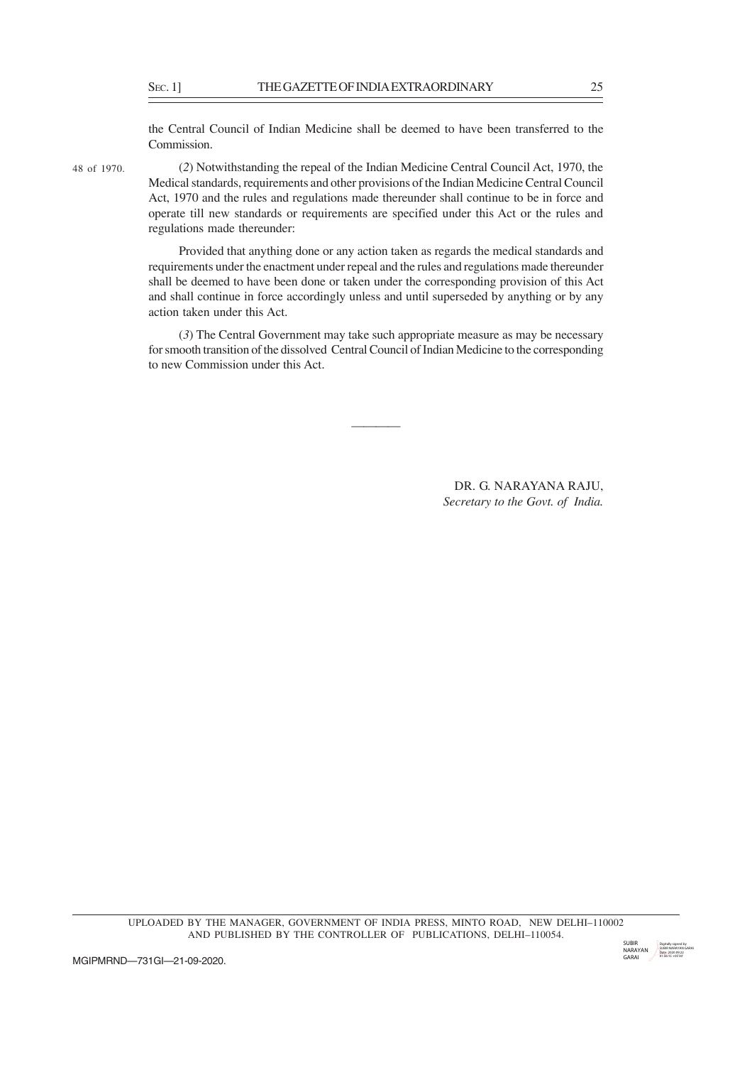the Central Council of Indian Medicine shall be deemed to have been transferred to the Commission.

48 of 1970.

(*2*) Notwithstanding the repeal of the Indian Medicine Central Council Act, 1970, the Medical standards, requirements and other provisions of the Indian Medicine Central Council Act, 1970 and the rules and regulations made thereunder shall continue to be in force and operate till new standards or requirements are specified under this Act or the rules and regulations made thereunder:

Provided that anything done or any action taken as regards the medical standards and requirements under the enactment under repeal and the rules and regulations made thereunder shall be deemed to have been done or taken under the corresponding provision of this Act and shall continue in force accordingly unless and until superseded by anything or by any action taken under this Act.

(*3*) The Central Government may take such appropriate measure as may be necessary for smooth transition of the dissolved Central Council of Indian Medicine to the corresponding to new Commission under this Act.

————

DR. G. NARAYANA RAJU,
*Secretary to the Govt. of India.*

UPLOADED BY THE MANAGER, GOVERNMENT OF INDIA PRESS, MINTO ROAD, NEW DELHI–110002 AND PUBLISHED BY THE CONTROLLER OF PUBLICATIONS, DELHI–110054.

MGIPMRND—731GI—21-09-2020.